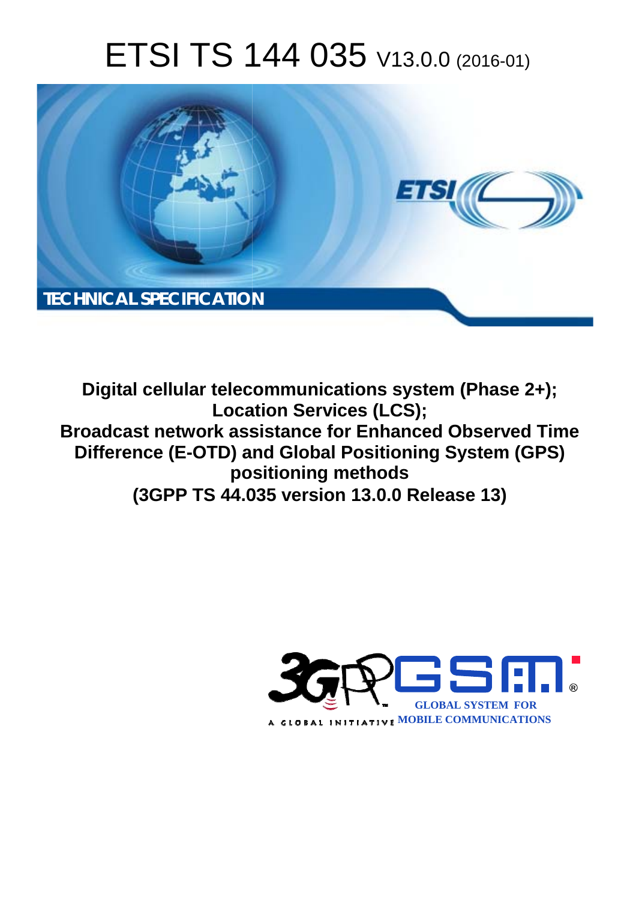# ETSI TS 144 035 V13.0.0 (2016-01)

TECHNICAL SPECIFICATION

**Digital cellular telecommunications system (Phase 2+);
Location Services (LCS);
Broadcast network assistance for Enhanced Observed Time Difference (E-OTD) and Global Positioning System (GPS) positioning methods
(3GPP TS 44.035 version 13.0.0 Release 13)**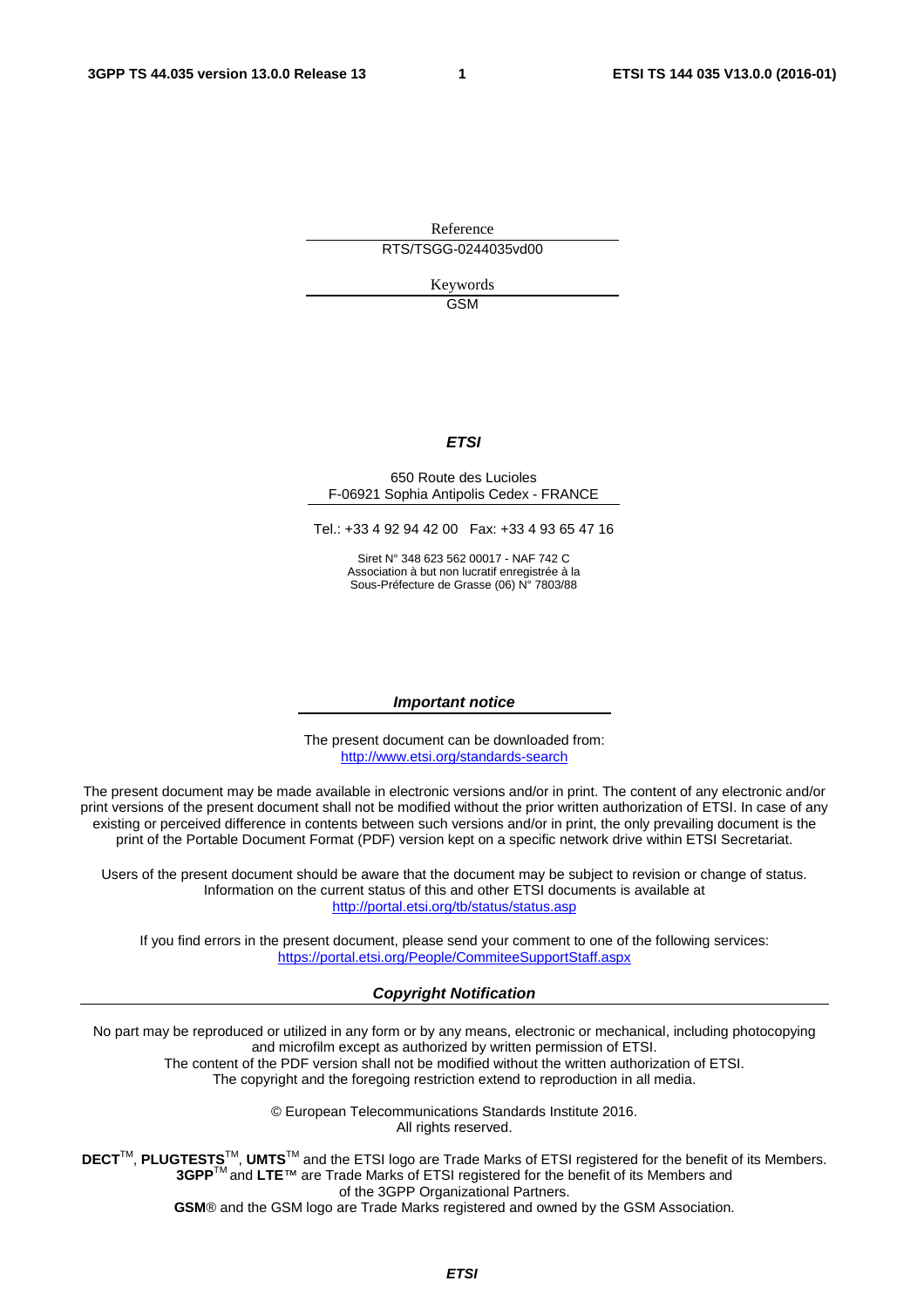Reference

RTS/TSGG-0244035vd00

Keywords

GSM

***ETSI***

650 Route des Lucioles
F-06921 Sophia Antipolis Cedex - FRANCE

Tel.: +33 4 92 94 42 00   Fax: +33 4 93 65 47 16

Siret N° 348 623 562 00017 - NAF 742 C
Association à but non lucratif enregistrée à la
Sous-Préfecture de Grasse (06) N° 7803/88

***Important notice***

The present document can be downloaded from:
http://www.etsi.org/standards-search

The present document may be made available in electronic versions and/or in print. The content of any electronic and/or print versions of the present document shall not be modified without the prior written authorization of ETSI. In case of any existing or perceived difference in contents between such versions and/or in print, the only prevailing document is the print of the Portable Document Format (PDF) version kept on a specific network drive within ETSI Secretariat.

Users of the present document should be aware that the document may be subject to revision or change of status. Information on the current status of this and other ETSI documents is available at
http://portal.etsi.org/tb/status/status.asp

If you find errors in the present document, please send your comment to one of the following services:
https://portal.etsi.org/People/CommiteeSupportStaff.aspx

***Copyright Notification***

No part may be reproduced or utilized in any form or by any means, electronic or mechanical, including photocopying and microfilm except as authorized by written permission of ETSI.
The content of the PDF version shall not be modified without the written authorization of ETSI.
The copyright and the foregoing restriction extend to reproduction in all media.

© European Telecommunications Standards Institute 2016.
All rights reserved.

**DECT**™, **PLUGTESTS**™, **UMTS**™ and the ETSI logo are Trade Marks of ETSI registered for the benefit of its Members.
**3GPP**™ and **LTE**™ are Trade Marks of ETSI registered for the benefit of its Members and of the 3GPP Organizational Partners.
**GSM**® and the GSM logo are Trade Marks registered and owned by the GSM Association.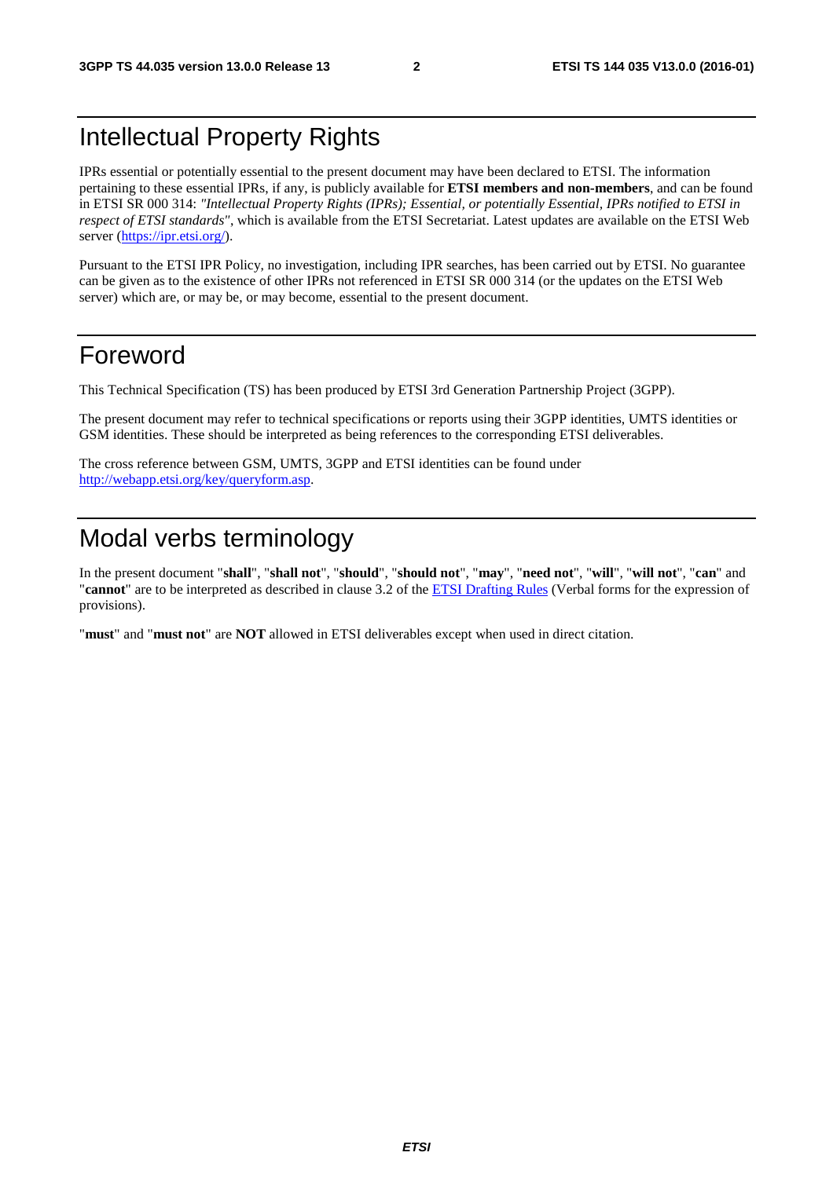# Intellectual Property Rights

IPRs essential or potentially essential to the present document may have been declared to ETSI. The information pertaining to these essential IPRs, if any, is publicly available for **ETSI members and non-members**, and can be found in ETSI SR 000 314: *"Intellectual Property Rights (IPRs); Essential, or potentially Essential, IPRs notified to ETSI in respect of ETSI standards"*, which is available from the ETSI Secretariat. Latest updates are available on the ETSI Web server (https://ipr.etsi.org/).

Pursuant to the ETSI IPR Policy, no investigation, including IPR searches, has been carried out by ETSI. No guarantee can be given as to the existence of other IPRs not referenced in ETSI SR 000 314 (or the updates on the ETSI Web server) which are, or may be, or may become, essential to the present document.

# Foreword

This Technical Specification (TS) has been produced by ETSI 3rd Generation Partnership Project (3GPP).

The present document may refer to technical specifications or reports using their 3GPP identities, UMTS identities or GSM identities. These should be interpreted as being references to the corresponding ETSI deliverables.

The cross reference between GSM, UMTS, 3GPP and ETSI identities can be found under http://webapp.etsi.org/key/queryform.asp.

# Modal verbs terminology

In the present document "**shall**", "**shall not**", "**should**", "**should not**", "**may**", "**need not**", "**will**", "**will not**", "**can**" and "**cannot**" are to be interpreted as described in clause 3.2 of the ETSI Drafting Rules (Verbal forms for the expression of provisions).

"**must**" and "**must not**" are **NOT** allowed in ETSI deliverables except when used in direct citation.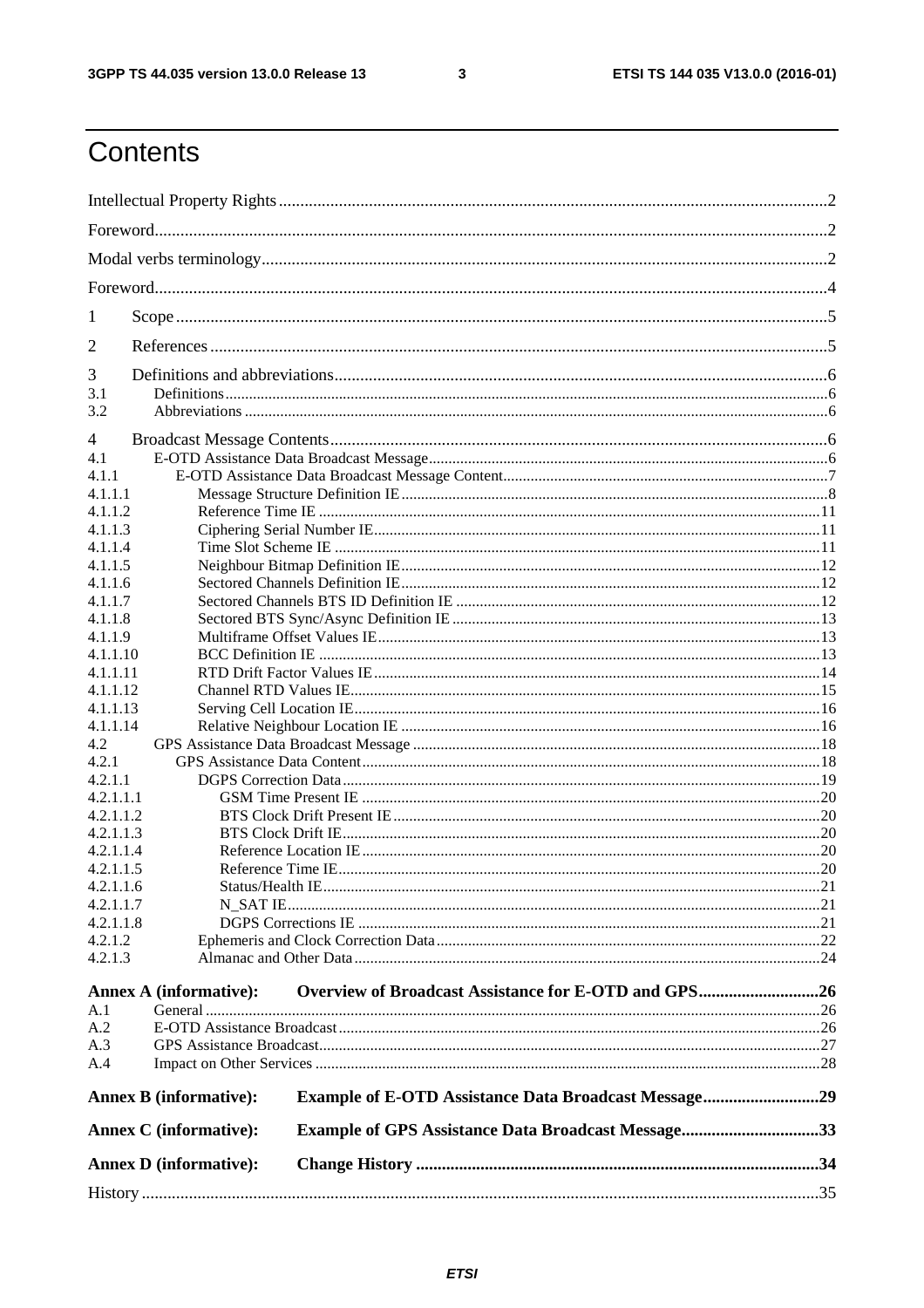# Contents

Intellectual Property Rights ............................................................ 2
Foreword ............................................................ 2
Modal verbs terminology ............................................................ 2
Foreword ............................................................ 4

1 Scope ............................................................ 5

2 References ............................................................ 5

3 Definitions and abbreviations ............................................................ 6
3.1 Definitions ............................................................ 6
3.2 Abbreviations ............................................................ 6

4 Broadcast Message Contents ............................................................ 6
4.1 E-OTD Assistance Data Broadcast Message ............................................................ 6
4.1.1 E-OTD Assistance Data Broadcast Message Content ............................................................ 7
4.1.1.1 Message Structure Definition IE ............................................................ 8
4.1.1.2 Reference Time IE ............................................................ 11
4.1.1.3 Ciphering Serial Number IE ............................................................ 11
4.1.1.4 Time Slot Scheme IE ............................................................ 11
4.1.1.5 Neighbour Bitmap Definition IE ............................................................ 12
4.1.1.6 Sectored Channels Definition IE ............................................................ 12
4.1.1.7 Sectored Channels BTS ID Definition IE ............................................................ 12
4.1.1.8 Sectored BTS Sync/Async Definition IE ............................................................ 13
4.1.1.9 Multiframe Offset Values IE ............................................................ 13
4.1.1.10 BCC Definition IE ............................................................ 13
4.1.1.11 RTD Drift Factor Values IE ............................................................ 14
4.1.1.12 Channel RTD Values IE ............................................................ 15
4.1.1.13 Serving Cell Location IE ............................................................ 16
4.1.1.14 Relative Neighbour Location IE ............................................................ 16
4.2 GPS Assistance Data Broadcast Message ............................................................ 18
4.2.1 GPS Assistance Data Content ............................................................ 18
4.2.1.1 DGPS Correction Data ............................................................ 19
4.2.1.1.1 GSM Time Present IE ............................................................ 20
4.2.1.1.2 BTS Clock Drift Present IE ............................................................ 20
4.2.1.1.3 BTS Clock Drift IE ............................................................ 20
4.2.1.1.4 Reference Location IE ............................................................ 20
4.2.1.1.5 Reference Time IE ............................................................ 20
4.2.1.1.6 Status/Health IE ............................................................ 21
4.2.1.1.7 N_SAT IE ............................................................ 21
4.2.1.1.8 DGPS Corrections IE ............................................................ 21
4.2.1.2 Ephemeris and Clock Correction Data ............................................................ 22
4.2.1.3 Almanac and Other Data ............................................................ 24

**Annex A (informative): Overview of Broadcast Assistance for E-OTD and GPS ............................................................ 26**
A.1 General ............................................................ 26
A.2 E-OTD Assistance Broadcast ............................................................ 26
A.3 GPS Assistance Broadcast ............................................................ 27
A.4 Impact on Other Services ............................................................ 28

**Annex B (informative): Example of E-OTD Assistance Data Broadcast Message ............................................................ 29**

**Annex C (informative): Example of GPS Assistance Data Broadcast Message ............................................................ 33**

**Annex D (informative): Change History ............................................................ 34**

History ............................................................ 35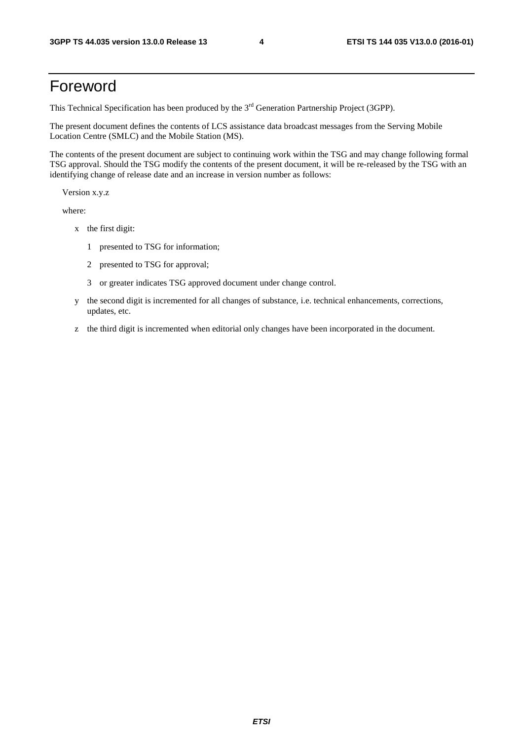# Foreword

This Technical Specification has been produced by the 3rd Generation Partnership Project (3GPP).

The present document defines the contents of LCS assistance data broadcast messages from the Serving Mobile Location Centre (SMLC) and the Mobile Station (MS).

The contents of the present document are subject to continuing work within the TSG and may change following formal TSG approval. Should the TSG modify the contents of the present document, it will be re-released by the TSG with an identifying change of release date and an increase in version number as follows:

Version x.y.z

where:

- x the first digit:
  - 1 presented to TSG for information;
  - 2 presented to TSG for approval;
  - 3 or greater indicates TSG approved document under change control.
- y the second digit is incremented for all changes of substance, i.e. technical enhancements, corrections, updates, etc.
- z the third digit is incremented when editorial only changes have been incorporated in the document.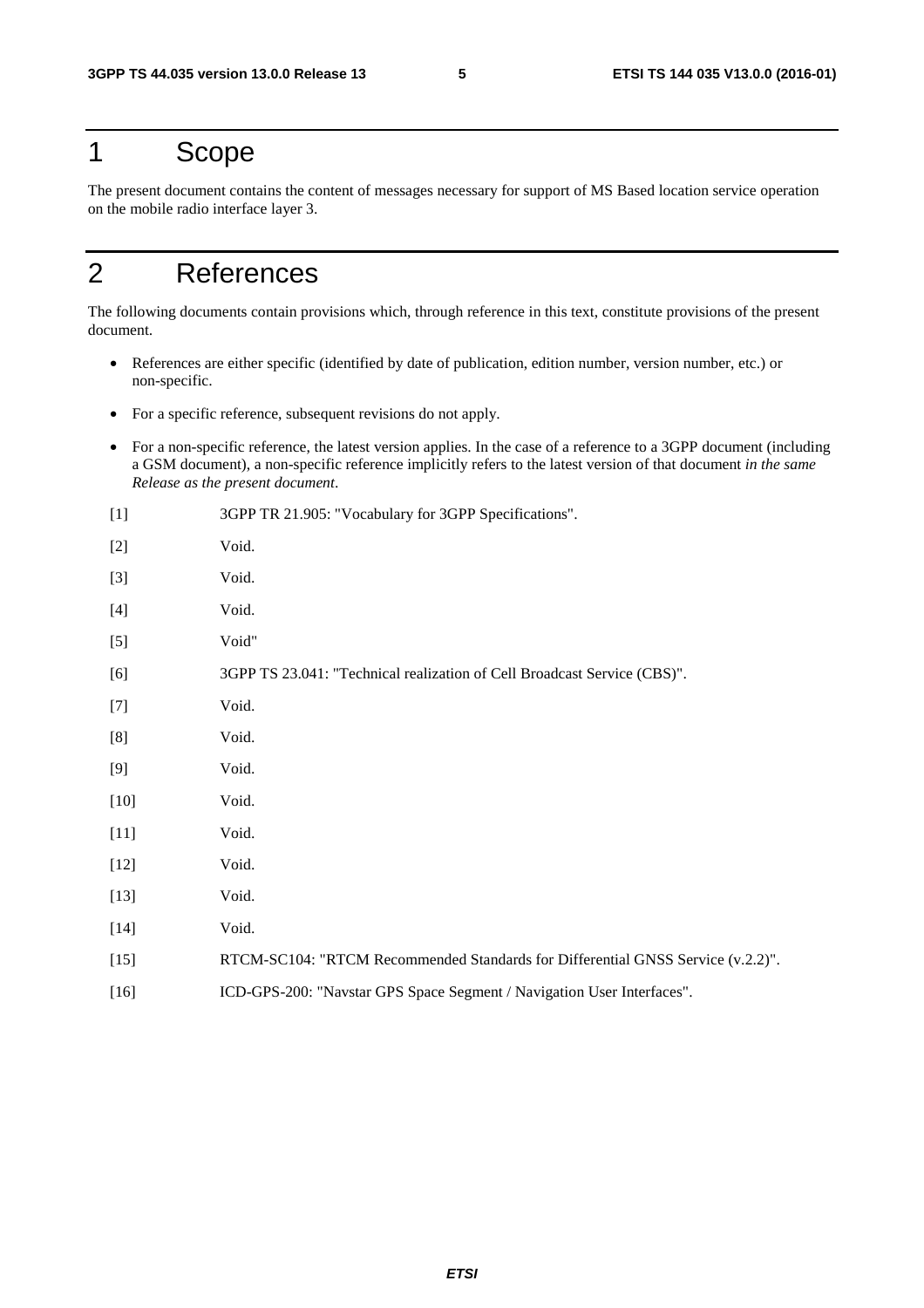# 1 Scope

The present document contains the content of messages necessary for support of MS Based location service operation on the mobile radio interface layer 3.

# 2 References

The following documents contain provisions which, through reference in this text, constitute provisions of the present document.

- References are either specific (identified by date of publication, edition number, version number, etc.) or non-specific.
- For a specific reference, subsequent revisions do not apply.
- For a non-specific reference, the latest version applies. In the case of a reference to a 3GPP document (including a GSM document), a non-specific reference implicitly refers to the latest version of that document *in the same Release as the present document*.

[1] 3GPP TR 21.905: "Vocabulary for 3GPP Specifications".

[2] Void.

[3] Void.

[4] Void.

[5] Void"

[6] 3GPP TS 23.041: "Technical realization of Cell Broadcast Service (CBS)".

[7] Void.

[8] Void.

[9] Void.

[10] Void.

[11] Void.

[12] Void.

[13] Void.

[14] Void.

[15] RTCM-SC104: "RTCM Recommended Standards for Differential GNSS Service (v.2.2)".

[16] ICD-GPS-200: "Navstar GPS Space Segment / Navigation User Interfaces".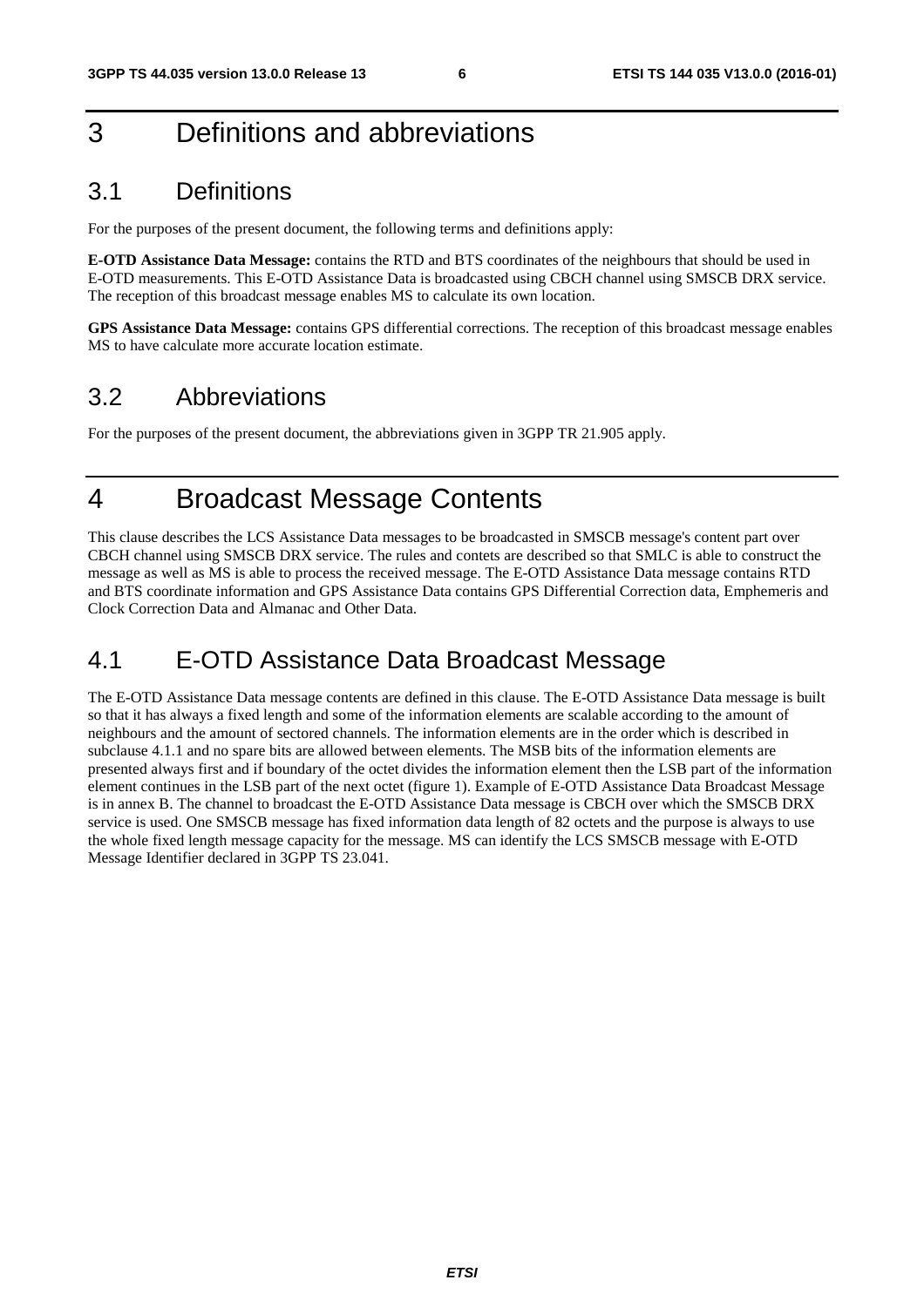# 3 Definitions and abbreviations

## 3.1 Definitions

For the purposes of the present document, the following terms and definitions apply:

**E-OTD Assistance Data Message:** contains the RTD and BTS coordinates of the neighbours that should be used in E-OTD measurements. This E-OTD Assistance Data is broadcasted using CBCH channel using SMSCB DRX service. The reception of this broadcast message enables MS to calculate its own location.

**GPS Assistance Data Message:** contains GPS differential corrections. The reception of this broadcast message enables MS to have calculate more accurate location estimate.

## 3.2 Abbreviations

For the purposes of the present document, the abbreviations given in 3GPP TR 21.905 apply.

# 4 Broadcast Message Contents

This clause describes the LCS Assistance Data messages to be broadcasted in SMSCB message's content part over CBCH channel using SMSCB DRX service. The rules and contets are described so that SMLC is able to construct the message as well as MS is able to process the received message. The E-OTD Assistance Data message contains RTD and BTS coordinate information and GPS Assistance Data contains GPS Differential Correction data, Emphemeris and Clock Correction Data and Almanac and Other Data.

## 4.1 E-OTD Assistance Data Broadcast Message

The E-OTD Assistance Data message contents are defined in this clause. The E-OTD Assistance Data message is built so that it has always a fixed length and some of the information elements are scalable according to the amount of neighbours and the amount of sectored channels. The information elements are in the order which is described in subclause 4.1.1 and no spare bits are allowed between elements. The MSB bits of the information elements are presented always first and if boundary of the octet divides the information element then the LSB part of the information element continues in the LSB part of the next octet (figure 1). Example of E-OTD Assistance Data Broadcast Message is in annex B. The channel to broadcast the E-OTD Assistance Data message is CBCH over which the SMSCB DRX service is used. One SMSCB message has fixed information data length of 82 octets and the purpose is always to use the whole fixed length message capacity for the message. MS can identify the LCS SMSCB message with E-OTD Message Identifier declared in 3GPP TS 23.041.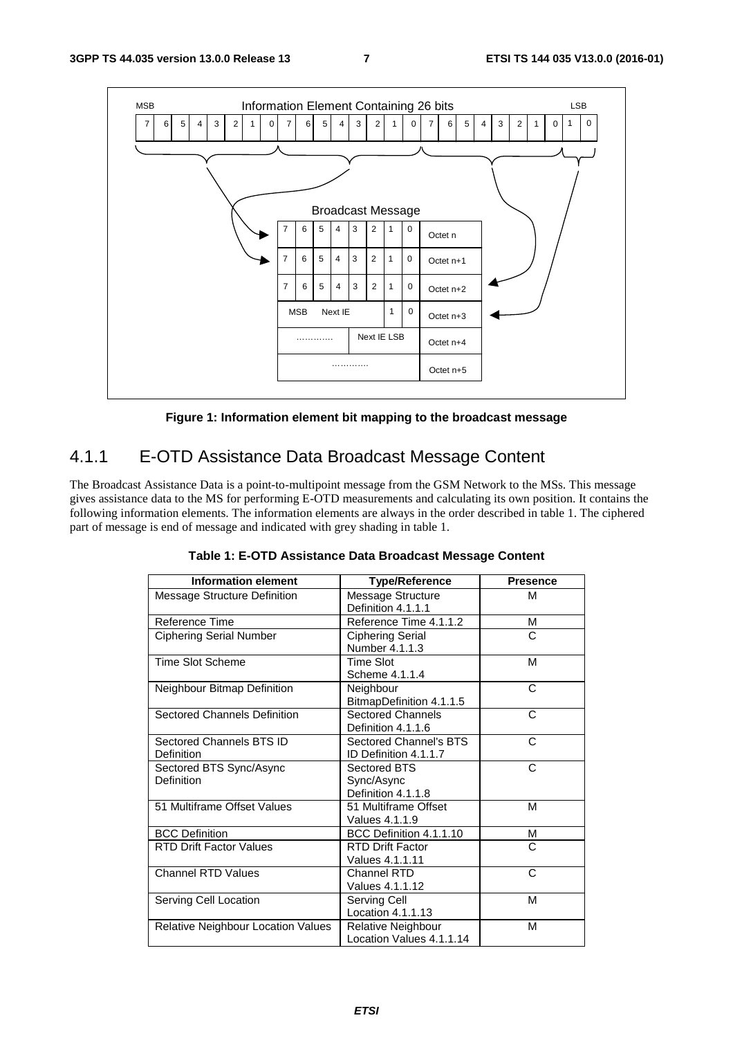**Figure 1: Information element bit mapping to the broadcast message**

## 4.1.1 E-OTD Assistance Data Broadcast Message Content

The Broadcast Assistance Data is a point-to-multipoint message from the GSM Network to the MSs. This message gives assistance data to the MS for performing E-OTD measurements and calculating its own position. It contains the following information elements. The information elements are always in the order described in table 1. The ciphered part of message is end of message and indicated with grey shading in table 1.

**Table 1: E-OTD Assistance Data Broadcast Message Content**

| Information element | Type/Reference | Presence |
|---|---|---|
| Message Structure Definition | Message Structure Definition 4.1.1.1 | M |
| Reference Time | Reference Time 4.1.1.2 | M |
| Ciphering Serial Number | Ciphering Serial Number 4.1.1.3 | C |
| Time Slot Scheme | Time Slot Scheme 4.1.1.4 | M |
| Neighbour Bitmap Definition | Neighbour BitmapDefinition 4.1.1.5 | C |
| Sectored Channels Definition | Sectored Channels Definition 4.1.1.6 | C |
| Sectored Channels BTS ID Definition | Sectored Channel's BTS ID Definition 4.1.1.7 | C |
| Sectored BTS Sync/Async Definition | Sectored BTS Sync/Async Definition 4.1.1.8 | C |
| 51 Multiframe Offset Values | 51 Multiframe Offset Values 4.1.1.9 | M |
| BCC Definition | BCC Definition 4.1.1.10 | M |
| RTD Drift Factor Values | RTD Drift Factor Values 4.1.1.11 | C |
| Channel RTD Values | Channel RTD Values 4.1.1.12 | C |
| Serving Cell Location | Serving Cell Location 4.1.1.13 | M |
| Relative Neighbour Location Values | Relative Neighbour Location Values 4.1.1.14 | M |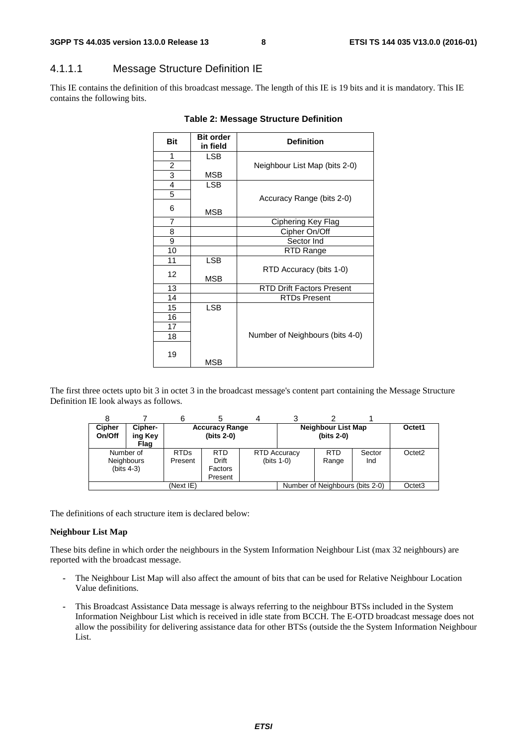### 4.1.1.1 Message Structure Definition IE

This IE contains the definition of this broadcast message. The length of this IE is 19 bits and it is mandatory. This IE contains the following bits.

**Table 2: Message Structure Definition**

| Bit | Bit order in field | Definition |
|---|---|---|
| 1 | LSB | Neighbour List Map (bits 2-0) |
| 2 | | |
| 3 | MSB | |
| 4 | LSB | Accuracy Range (bits 2-0) |
| 5 | | |
| 6 | MSB | |
| 7 | | Ciphering Key Flag |
| 8 | | Cipher On/Off |
| 9 | | Sector Ind |
| 10 | | RTD Range |
| 11 | LSB | RTD Accuracy (bits 1-0) |
| 12 | MSB | |
| 13 | | RTD Drift Factors Present |
| 14 | | RTDs Present |
| 15 | LSB | Number of Neighbours (bits 4-0) |
| 16 | | |
| 17 | | |
| 18 | | |
| 19 | MSB | |

The first three octets upto bit 3 in octet 3 in the broadcast message's content part containing the Message Structure Definition IE look always as follows.

| 8 | 7 | 6 | 5 | 4 | 3 | 2 | 1 | |
|---|---|---|---|---|---|---|---|---|
| **Cipher On/Off** | **Cipher-ing Key Flag** | **Accuracy Range (bits 2-0)** | | | **Neighbour List Map (bits 2-0)** | | | **Octet1** |
| Number of Neighbours (bits 4-3) | | RTDs Present | RTD Drift Factors Present | RTD Accuracy (bits 1-0) | | RTD Range | Sector Ind | Octet2 |
| (Next IE) | | | | | Number of Neighbours (bits 2-0) | | | Octet3 |

The definitions of each structure item is declared below:

**Neighbour List Map**

These bits define in which order the neighbours in the System Information Neighbour List (max 32 neighbours) are reported with the broadcast message.

- The Neighbour List Map will also affect the amount of bits that can be used for Relative Neighbour Location Value definitions.
- This Broadcast Assistance Data message is always referring to the neighbour BTSs included in the System Information Neighbour List which is received in idle state from BCCH. The E-OTD broadcast message does not allow the possibility for delivering assistance data for other BTSs (outside the the System Information Neighbour List.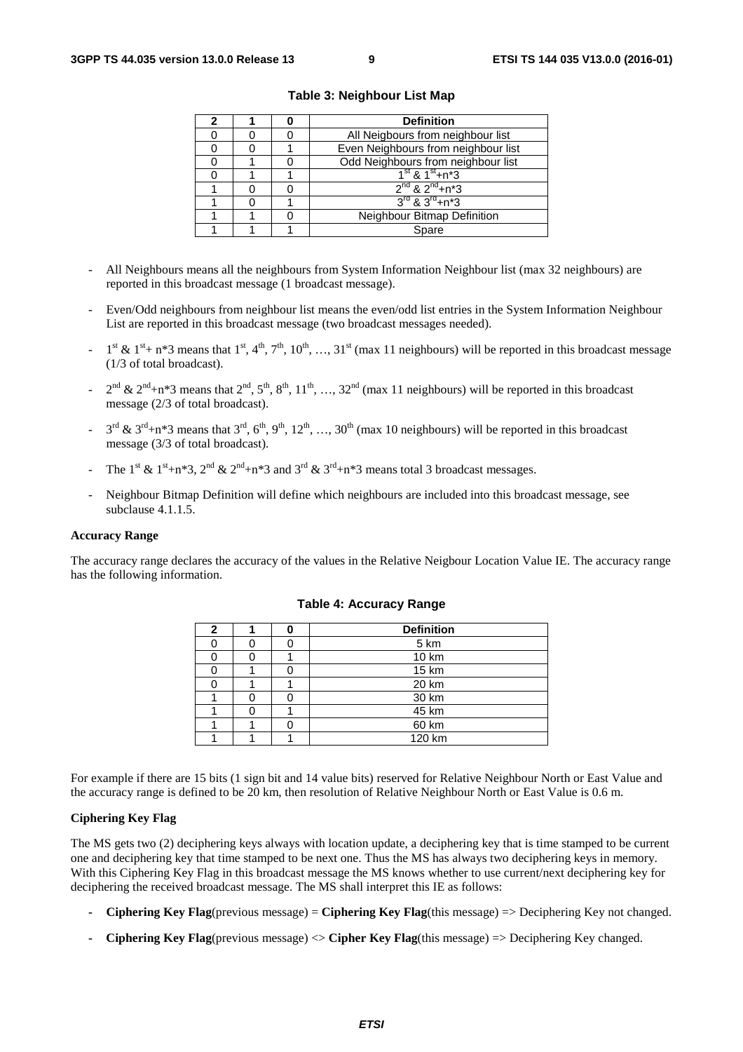**Table 3: Neighbour List Map**

| 2 | 1 | 0 | Definition |
|---|---|---|---|
| 0 | 0 | 0 | All Neigbours from neighbour list |
| 0 | 0 | 1 | Even Neighbours from neighbour list |
| 0 | 1 | 0 | Odd Neighbours from neighbour list |
| 0 | 1 | 1 | $1^{st}$ & $1^{st}$+n*3 |
| 1 | 0 | 0 | $2^{nd}$ & $2^{nd}$+n*3 |
| 1 | 0 | 1 | $3^{rd}$ & $3^{rd}$+n*3 |
| 1 | 1 | 0 | Neighbour Bitmap Definition |
| 1 | 1 | 1 | Spare |

- All Neighbours means all the neighbours from System Information Neighbour list (max 32 neighbours) are reported in this broadcast message (1 broadcast message).
- Even/Odd neighbours from neighbour list means the even/odd list entries in the System Information Neighbour List are reported in this broadcast message (two broadcast messages needed).
- $1^{st}$ & $1^{st}$+ n*3 means that $1^{st}$, $4^{th}$, $7^{th}$, $10^{th}$, …, $31^{st}$ (max 11 neighbours) will be reported in this broadcast message (1/3 of total broadcast).
- $2^{nd}$ & $2^{nd}$+n*3 means that $2^{nd}$, $5^{th}$, $8^{th}$, $11^{th}$, …, $32^{nd}$ (max 11 neighbours) will be reported in this broadcast message (2/3 of total broadcast).
- $3^{rd}$ & $3^{rd}$+n*3 means that $3^{rd}$, $6^{th}$, $9^{th}$, $12^{th}$, …, $30^{th}$ (max 10 neighbours) will be reported in this broadcast message (3/3 of total broadcast).
- The $1^{st}$ & $1^{st}$+n*3, $2^{nd}$ & $2^{nd}$+n*3 and $3^{rd}$ & $3^{rd}$+n*3 means total 3 broadcast messages.
- Neighbour Bitmap Definition will define which neighbours are included into this broadcast message, see subclause 4.1.1.5.

**Accuracy Range**

The accuracy range declares the accuracy of the values in the Relative Neigbour Location Value IE. The accuracy range has the following information.

**Table 4: Accuracy Range**

| 2 | 1 | 0 | Definition |
|---|---|---|---|
| 0 | 0 | 0 | 5 km |
| 0 | 0 | 1 | 10 km |
| 0 | 1 | 0 | 15 km |
| 0 | 1 | 1 | 20 km |
| 1 | 0 | 0 | 30 km |
| 1 | 0 | 1 | 45 km |
| 1 | 1 | 0 | 60 km |
| 1 | 1 | 1 | 120 km |

For example if there are 15 bits (1 sign bit and 14 value bits) reserved for Relative Neighbour North or East Value and the accuracy range is defined to be 20 km, then resolution of Relative Neighbour North or East Value is 0.6 m.

**Ciphering Key Flag**

The MS gets two (2) deciphering keys always with location update, a deciphering key that is time stamped to be current one and deciphering key that time stamped to be next one. Thus the MS has always two deciphering keys in memory. With this Ciphering Key Flag in this broadcast message the MS knows whether to use current/next deciphering key for deciphering the received broadcast message. The MS shall interpret this IE as follows:

- **Ciphering Key Flag**(previous message) = **Ciphering Key Flag**(this message) => Deciphering Key not changed.
- **Ciphering Key Flag**(previous message) <> **Cipher Key Flag**(this message) => Deciphering Key changed.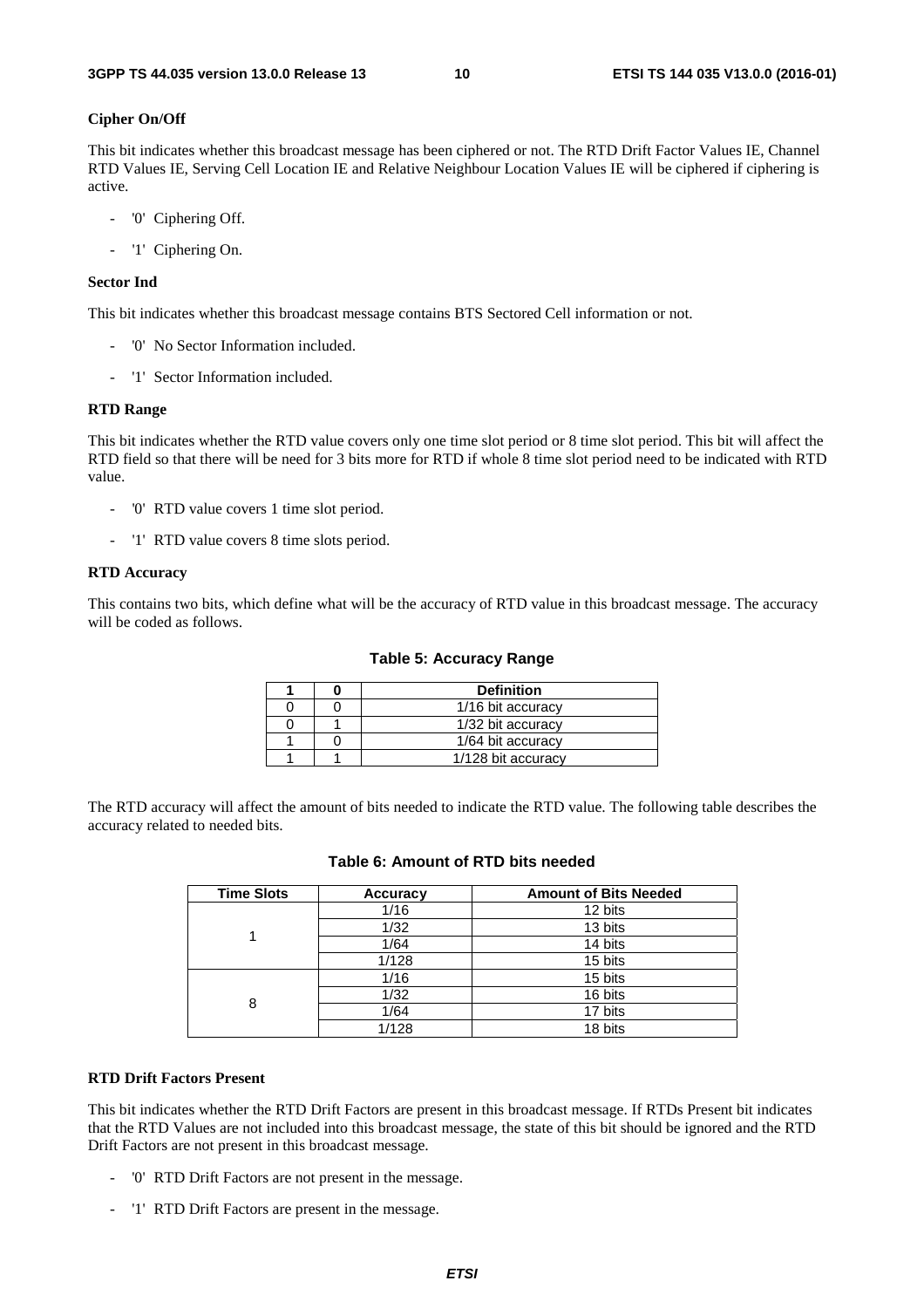**Cipher On/Off**

This bit indicates whether this broadcast message has been ciphered or not. The RTD Drift Factor Values IE, Channel RTD Values IE, Serving Cell Location IE and Relative Neighbour Location Values IE will be ciphered if ciphering is active.

- '0' Ciphering Off.
- '1' Ciphering On.

**Sector Ind**

This bit indicates whether this broadcast message contains BTS Sectored Cell information or not.

- '0' No Sector Information included.
- '1' Sector Information included.

**RTD Range**

This bit indicates whether the RTD value covers only one time slot period or 8 time slot period. This bit will affect the RTD field so that there will be need for 3 bits more for RTD if whole 8 time slot period need to be indicated with RTD value.

- '0' RTD value covers 1 time slot period.
- '1' RTD value covers 8 time slots period.

**RTD Accuracy**

This contains two bits, which define what will be the accuracy of RTD value in this broadcast message. The accuracy will be coded as follows.

**Table 5: Accuracy Range**

| 1 | 0 | Definition |
|---|---|---|
| 0 | 0 | 1/16 bit accuracy |
| 0 | 1 | 1/32 bit accuracy |
| 1 | 0 | 1/64 bit accuracy |
| 1 | 1 | 1/128 bit accuracy |

The RTD accuracy will affect the amount of bits needed to indicate the RTD value. The following table describes the accuracy related to needed bits.

**Table 6: Amount of RTD bits needed**

| Time Slots | Accuracy | Amount of Bits Needed |
|---|---|---|
| 1 | 1/16 | 12 bits |
| | 1/32 | 13 bits |
| | 1/64 | 14 bits |
| | 1/128 | 15 bits |
| 8 | 1/16 | 15 bits |
| | 1/32 | 16 bits |
| | 1/64 | 17 bits |
| | 1/128 | 18 bits |

**RTD Drift Factors Present**

This bit indicates whether the RTD Drift Factors are present in this broadcast message. If RTDs Present bit indicates that the RTD Values are not included into this broadcast message, the state of this bit should be ignored and the RTD Drift Factors are not present in this broadcast message.

- '0' RTD Drift Factors are not present in the message.
- '1' RTD Drift Factors are present in the message.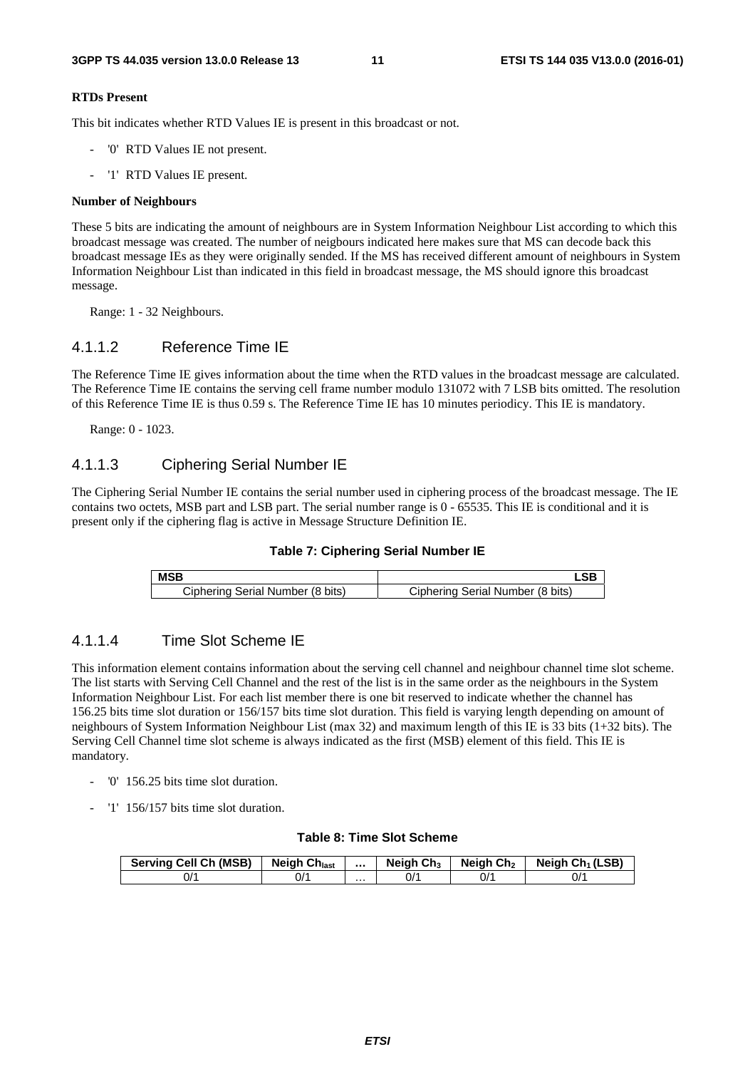**RTDs Present**

This bit indicates whether RTD Values IE is present in this broadcast or not.

- '0' RTD Values IE not present.
- '1' RTD Values IE present.

**Number of Neighbours**

These 5 bits are indicating the amount of neighbours are in System Information Neighbour List according to which this broadcast message was created. The number of neigbours indicated here makes sure that MS can decode back this broadcast message IEs as they were originally sended. If the MS has received different amount of neighbours in System Information Neighbour List than indicated in this field in broadcast message, the MS should ignore this broadcast message.

Range: 1 - 32 Neighbours.

### 4.1.1.2 Reference Time IE

The Reference Time IE gives information about the time when the RTD values in the broadcast message are calculated. The Reference Time IE contains the serving cell frame number modulo 131072 with 7 LSB bits omitted. The resolution of this Reference Time IE is thus 0.59 s. The Reference Time IE has 10 minutes periodicy. This IE is mandatory.

Range: 0 - 1023.

### 4.1.1.3 Ciphering Serial Number IE

The Ciphering Serial Number IE contains the serial number used in ciphering process of the broadcast message. The IE contains two octets, MSB part and LSB part. The serial number range is 0 - 65535. This IE is conditional and it is present only if the ciphering flag is active in Message Structure Definition IE.

**Table 7: Ciphering Serial Number IE**

| MSB | LSB |
|---|---|
| Ciphering Serial Number (8 bits) | Ciphering Serial Number (8 bits) |

### 4.1.1.4 Time Slot Scheme IE

This information element contains information about the serving cell channel and neighbour channel time slot scheme. The list starts with Serving Cell Channel and the rest of the list is in the same order as the neighbours in the System Information Neighbour List. For each list member there is one bit reserved to indicate whether the channel has 156.25 bits time slot duration or 156/157 bits time slot duration. This field is varying length depending on amount of neighbours of System Information Neighbour List (max 32) and maximum length of this IE is 33 bits (1+32 bits). The Serving Cell Channel time slot scheme is always indicated as the first (MSB) element of this field. This IE is mandatory.

- '0' 156.25 bits time slot duration.
- '1' 156/157 bits time slot duration.

**Table 8: Time Slot Scheme**

| Serving Cell Ch (MSB) | Neigh $Ch_{last}$ | … | Neigh $Ch_3$ | Neigh $Ch_2$ | Neigh $Ch_1$ (LSB) |
|---|---|---|---|---|---|
| 0/1 | 0/1 | … | 0/1 | 0/1 | 0/1 |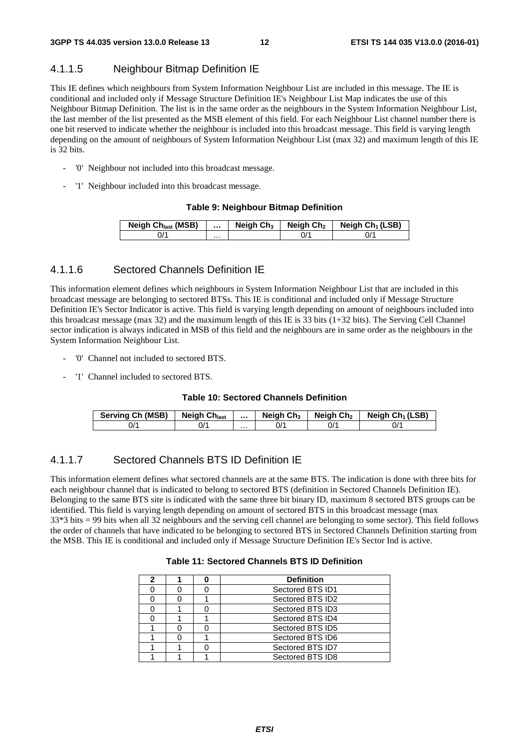### 4.1.1.5 Neighbour Bitmap Definition IE

This IE defines which neighbours from System Information Neighbour List are included in this message. The IE is conditional and included only if Message Structure Definition IE's Neighbour List Map indicates the use of this Neighbour Bitmap Definition. The list is in the same order as the neighbours in the System Information Neighbour List, the last member of the list presented as the MSB element of this field. For each Neighbour List channel number there is one bit reserved to indicate whether the neighbour is included into this broadcast message. This field is varying length depending on the amount of neighbours of System Information Neighbour List (max 32) and maximum length of this IE is 32 bits.

- '0' Neighbour not included into this broadcast message.
- '1' Neighbour included into this broadcast message.

**Table 9: Neighbour Bitmap Definition**

| Neigh $Ch_{last}$ (MSB) | … | Neigh $Ch_3$ | Neigh $Ch_2$ | Neigh $Ch_1$ (LSB) |
|---|---|---|---|---|
| 0/1 | … | | 0/1 | 0/1 |

### 4.1.1.6 Sectored Channels Definition IE

This information element defines which neighbours in System Information Neighbour List that are included in this broadcast message are belonging to sectored BTSs. This IE is conditional and included only if Message Structure Definition IE's Sector Indicator is active. This field is varying length depending on amount of neighbours included into this broadcast message (max 32) and the maximum length of this IE is 33 bits (1+32 bits). The Serving Cell Channel sector indication is always indicated in MSB of this field and the neighbours are in same order as the neighbours in the System Information Neighbour List.

- '0' Channel not included to sectored BTS.
- '1' Channel included to sectored BTS.

**Table 10: Sectored Channels Definition**

| Serving Ch (MSB) | Neigh $Ch_{last}$ | … | Neigh $Ch_3$ | Neigh $Ch_2$ | Neigh $Ch_1$ (LSB) |
|---|---|---|---|---|---|
| 0/1 | 0/1 | … | 0/1 | 0/1 | 0/1 |

### 4.1.1.7 Sectored Channels BTS ID Definition IE

This information element defines what sectored channels are at the same BTS. The indication is done with three bits for each neighbour channel that is indicated to belong to sectored BTS (definition in Sectored Channels Definition IE). Belonging to the same BTS site is indicated with the same three bit binary ID, maximum 8 sectored BTS groups can be identified. This field is varying length depending on amount of sectored BTS in this broadcast message (max 33*3 bits = 99 bits when all 32 neighbours and the serving cell channel are belonging to some sector). This field follows the order of channels that have indicated to be belonging to sectored BTS in Sectored Channels Definition starting from the MSB. This IE is conditional and included only if Message Structure Definition IE's Sector Ind is active.

**Table 11: Sectored Channels BTS ID Definition**

| 2 | 1 | 0 | Definition |
|---|---|---|---|
| 0 | 0 | 0 | Sectored BTS ID1 |
| 0 | 0 | 1 | Sectored BTS ID2 |
| 0 | 1 | 0 | Sectored BTS ID3 |
| 0 | 1 | 1 | Sectored BTS ID4 |
| 1 | 0 | 0 | Sectored BTS ID5 |
| 1 | 0 | 1 | Sectored BTS ID6 |
| 1 | 1 | 0 | Sectored BTS ID7 |
| 1 | 1 | 1 | Sectored BTS ID8 |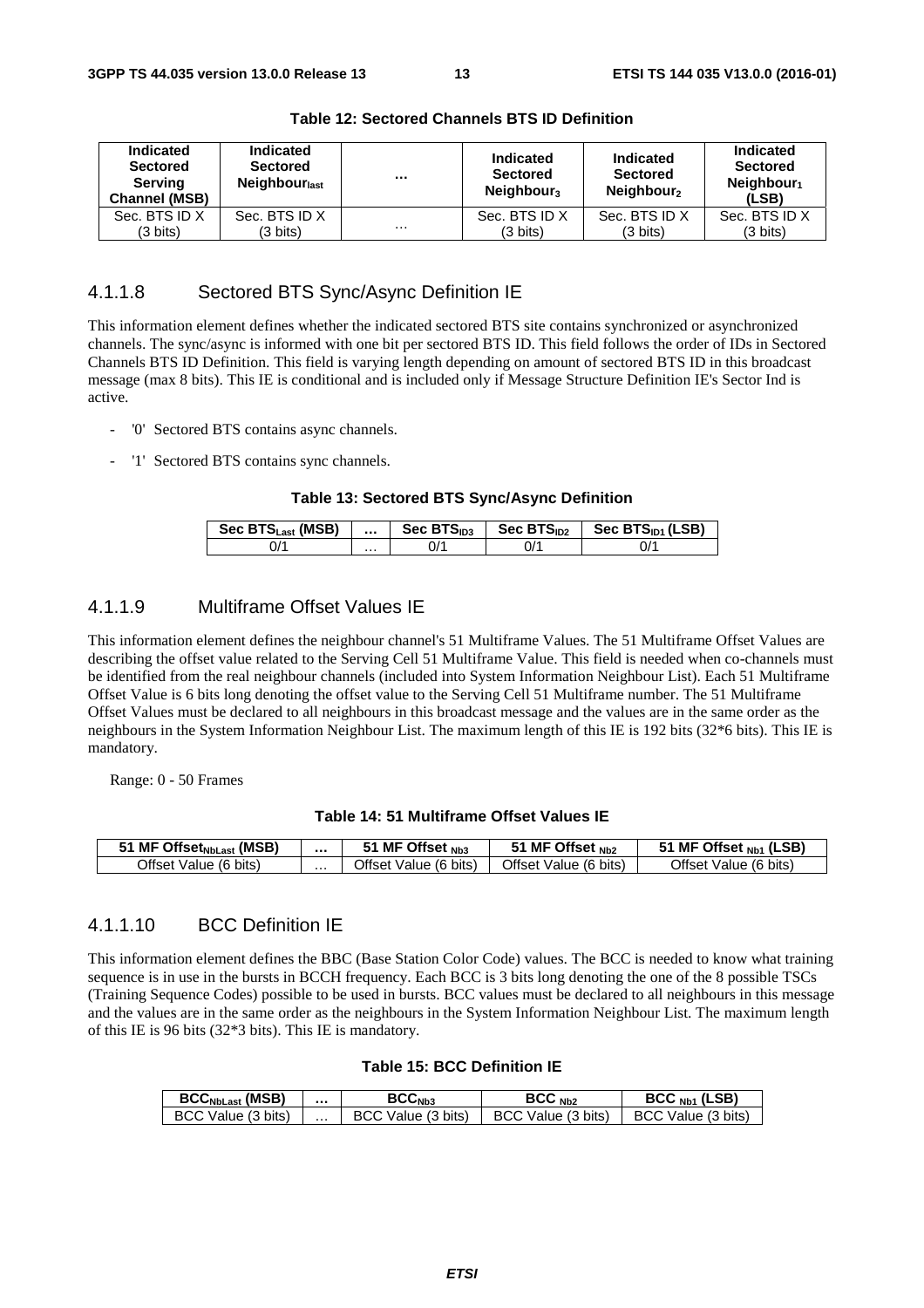**Table 12: Sectored Channels BTS ID Definition**

| Indicated Sectored Serving Channel (MSB) | Indicated Sectored $Neighbour_{last}$ | ... | Indicated Sectored $Neighbour_3$ | Indicated Sectored $Neighbour_2$ | Indicated Sectored $Neighbour_1$ (LSB) |
|---|---|---|---|---|---|
| Sec. BTS ID X (3 bits) | Sec. BTS ID X (3 bits) | ... | Sec. BTS ID X (3 bits) | Sec. BTS ID X (3 bits) | Sec. BTS ID X (3 bits) |

#### 4.1.1.8 Sectored BTS Sync/Async Definition IE

This information element defines whether the indicated sectored BTS site contains synchronized or asynchronized channels. The sync/async is informed with one bit per sectored BTS ID. This field follows the order of IDs in Sectored Channels BTS ID Definition. This field is varying length depending on amount of sectored BTS ID in this broadcast message (max 8 bits). This IE is conditional and is included only if Message Structure Definition IE's Sector Ind is active.

- '0' Sectored BTS contains async channels.
- '1' Sectored BTS contains sync channels.

**Table 13: Sectored BTS Sync/Async Definition**

| Sec $BTS_{Last}$ (MSB) | ... | Sec $BTS_{ID3}$ | Sec $BTS_{ID2}$ | Sec $BTS_{ID1}$ (LSB) |
|---|---|---|---|---|
| 0/1 | ... | 0/1 | 0/1 | 0/1 |

#### 4.1.1.9 Multiframe Offset Values IE

This information element defines the neighbour channel's 51 Multiframe Values. The 51 Multiframe Offset Values are describing the offset value related to the Serving Cell 51 Multiframe Value. This field is needed when co-channels must be identified from the real neighbour channels (included into System Information Neighbour List). Each 51 Multiframe Offset Value is 6 bits long denoting the offset value to the Serving Cell 51 Multiframe number. The 51 Multiframe Offset Values must be declared to all neighbours in this broadcast message and the values are in the same order as the neighbours in the System Information Neighbour List. The maximum length of this IE is 192 bits (32*6 bits). This IE is mandatory.

Range: 0 - 50 Frames

**Table 14: 51 Multiframe Offset Values IE**

| 51 MF $Offset_{NbLast}$ (MSB) | ... | 51 MF Offset $_{Nb3}$ | 51 MF Offset $_{Nb2}$ | 51 MF Offset $_{Nb1}$ (LSB) |
|---|---|---|---|---|
| Offset Value (6 bits) | ... | Offset Value (6 bits) | Offset Value (6 bits) | Offset Value (6 bits) |

#### 4.1.1.10 BCC Definition IE

This information element defines the BBC (Base Station Color Code) values. The BCC is needed to know what training sequence is in use in the bursts in BCCH frequency. Each BCC is 3 bits long denoting the one of the 8 possible TSCs (Training Sequence Codes) possible to be used in bursts. BCC values must be declared to all neighbours in this message and the values are in the same order as the neighbours in the System Information Neighbour List. The maximum length of this IE is 96 bits (32*3 bits). This IE is mandatory.

**Table 15: BCC Definition IE**

| $BCC_{NbLast}$ (MSB) | ... | $BCC_{Nb3}$ | BCC $_{Nb2}$ | BCC $_{Nb1}$ (LSB) |
|---|---|---|---|---|
| BCC Value (3 bits) | ... | BCC Value (3 bits) | BCC Value (3 bits) | BCC Value (3 bits) |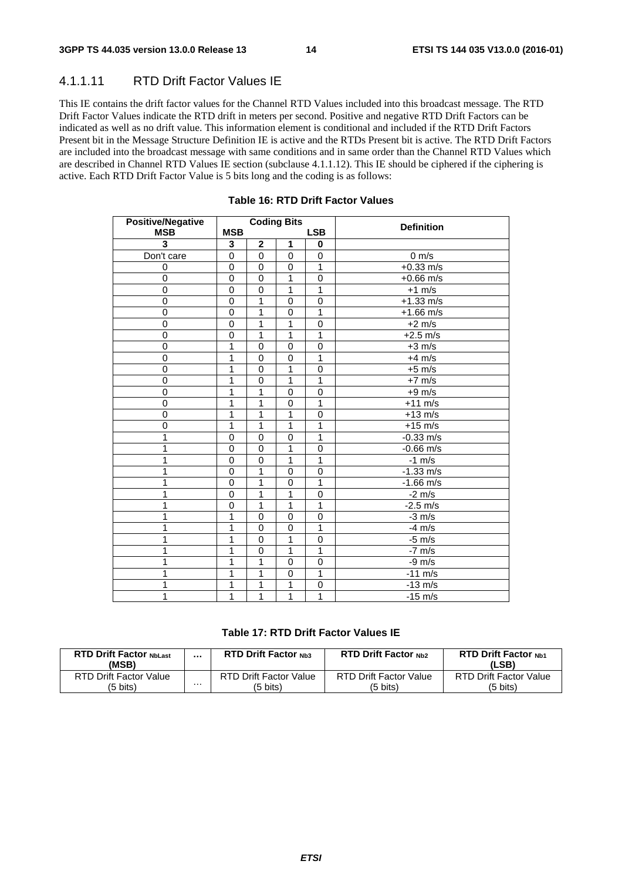### 4.1.1.11 RTD Drift Factor Values IE

This IE contains the drift factor values for the Channel RTD Values included into this broadcast message. The RTD Drift Factor Values indicate the RTD drift in meters per second. Positive and negative RTD Drift Factors can be indicated as well as no drift value. This information element is conditional and included if the RTD Drift Factors Present bit in the Message Structure Definition IE is active and the RTDs Present bit is active. The RTD Drift Factors are included into the broadcast message with same conditions and in same order than the Channel RTD Values which are described in Channel RTD Values IE section (subclause 4.1.1.12). This IE should be ciphered if the ciphering is active. Each RTD Drift Factor Value is 5 bits long and the coding is as follows:

**Table 16: RTD Drift Factor Values**

| Positive/Negative MSB | Coding Bits MSB | | | LSB | Definition |
|---|---|---|---|---|---|
| **3** | **3** | **2** | **1** | **0** | |
| Don't care | 0 | 0 | 0 | 0 | 0 m/s |
| 0 | 0 | 0 | 0 | 1 | +0.33 m/s |
| 0 | 0 | 0 | 1 | 0 | +0.66 m/s |
| 0 | 0 | 0 | 1 | 1 | +1 m/s |
| 0 | 0 | 1 | 0 | 0 | +1.33 m/s |
| 0 | 0 | 1 | 0 | 1 | +1.66 m/s |
| 0 | 0 | 1 | 1 | 0 | +2 m/s |
| 0 | 0 | 1 | 1 | 1 | +2.5 m/s |
| 0 | 1 | 0 | 0 | 0 | +3 m/s |
| 0 | 1 | 0 | 0 | 1 | +4 m/s |
| 0 | 1 | 0 | 1 | 0 | +5 m/s |
| 0 | 1 | 0 | 1 | 1 | +7 m/s |
| 0 | 1 | 1 | 0 | 0 | +9 m/s |
| 0 | 1 | 1 | 0 | 1 | +11 m/s |
| 0 | 1 | 1 | 1 | 0 | +13 m/s |
| 0 | 1 | 1 | 1 | 1 | +15 m/s |
| 1 | 0 | 0 | 0 | 1 | -0.33 m/s |
| 1 | 0 | 0 | 1 | 0 | -0.66 m/s |
| 1 | 0 | 0 | 1 | 1 | -1 m/s |
| 1 | 0 | 1 | 0 | 0 | -1.33 m/s |
| 1 | 0 | 1 | 0 | 1 | -1.66 m/s |
| 1 | 0 | 1 | 1 | 0 | -2 m/s |
| 1 | 0 | 1 | 1 | 1 | -2.5 m/s |
| 1 | 1 | 0 | 0 | 0 | -3 m/s |
| 1 | 1 | 0 | 0 | 1 | -4 m/s |
| 1 | 1 | 0 | 1 | 0 | -5 m/s |
| 1 | 1 | 0 | 1 | 1 | -7 m/s |
| 1 | 1 | 1 | 0 | 0 | -9 m/s |
| 1 | 1 | 1 | 0 | 1 | -11 m/s |
| 1 | 1 | 1 | 1 | 0 | -13 m/s |
| 1 | 1 | 1 | 1 | 1 | -15 m/s |

**Table 17: RTD Drift Factor Values IE**

| RTD Drift Factor $_{NbLast}$ (MSB) | ... | RTD Drift Factor $_{Nb3}$ | RTD Drift Factor $_{Nb2}$ | RTD Drift Factor $_{Nb1}$ (LSB) |
|---|---|---|---|---|
| RTD Drift Factor Value (5 bits) | ... | RTD Drift Factor Value (5 bits) | RTD Drift Factor Value (5 bits) | RTD Drift Factor Value (5 bits) |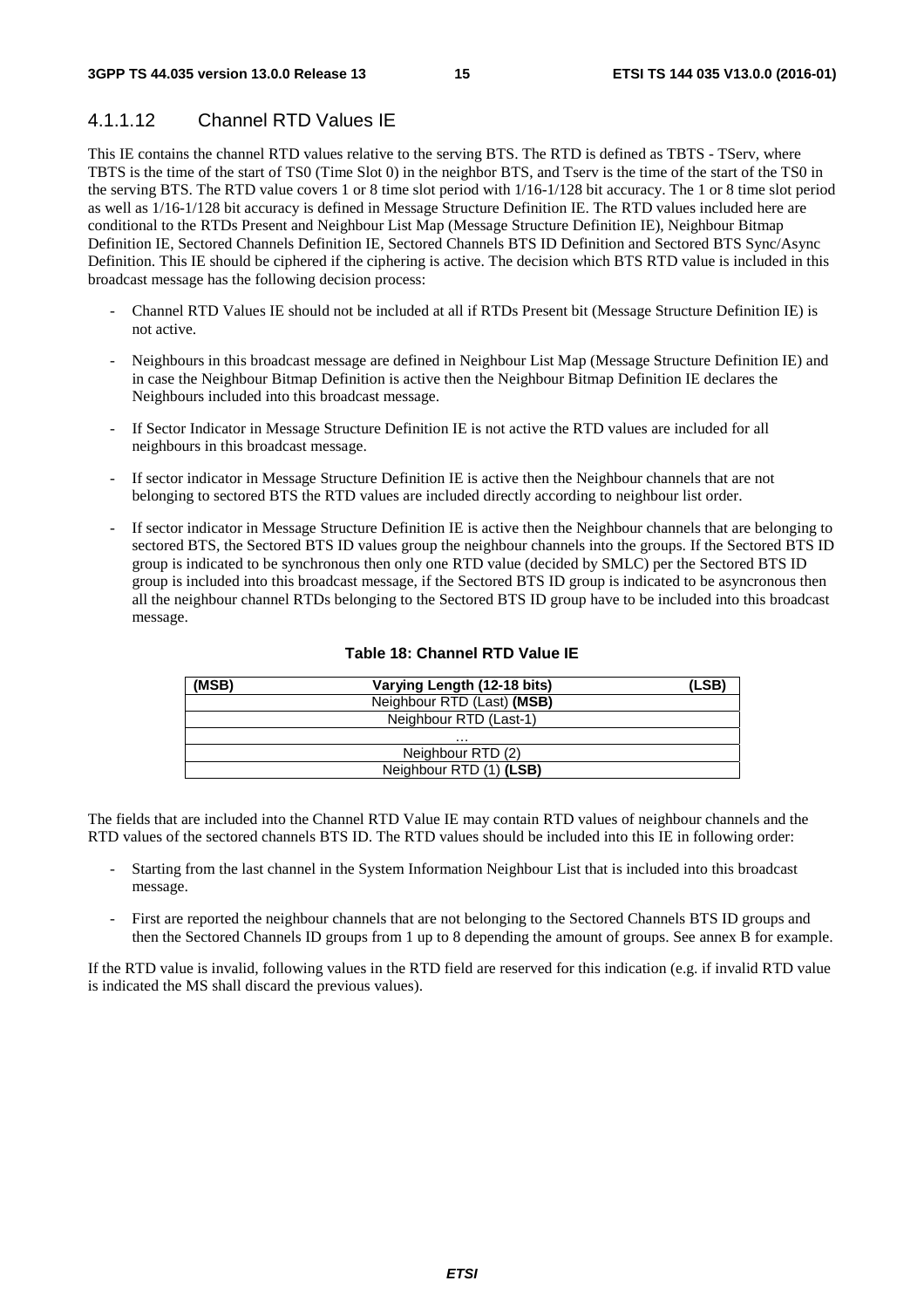#### 4.1.1.12 Channel RTD Values IE

This IE contains the channel RTD values relative to the serving BTS. The RTD is defined as TBTS - TServ, where TBTS is the time of the start of TS0 (Time Slot 0) in the neighbor BTS, and Tserv is the time of the start of the TS0 in the serving BTS. The RTD value covers 1 or 8 time slot period with 1/16-1/128 bit accuracy. The 1 or 8 time slot period as well as 1/16-1/128 bit accuracy is defined in Message Structure Definition IE. The RTD values included here are conditional to the RTDs Present and Neighbour List Map (Message Structure Definition IE), Neighbour Bitmap Definition IE, Sectored Channels Definition IE, Sectored Channels BTS ID Definition and Sectored BTS Sync/Async Definition. This IE should be ciphered if the ciphering is active. The decision which BTS RTD value is included in this broadcast message has the following decision process:

- Channel RTD Values IE should not be included at all if RTDs Present bit (Message Structure Definition IE) is not active.
- Neighbours in this broadcast message are defined in Neighbour List Map (Message Structure Definition IE) and in case the Neighbour Bitmap Definition is active then the Neighbour Bitmap Definition IE declares the Neighbours included into this broadcast message.
- If Sector Indicator in Message Structure Definition IE is not active the RTD values are included for all neighbours in this broadcast message.
- If sector indicator in Message Structure Definition IE is active then the Neighbour channels that are not belonging to sectored BTS the RTD values are included directly according to neighbour list order.
- If sector indicator in Message Structure Definition IE is active then the Neighbour channels that are belonging to sectored BTS, the Sectored BTS ID values group the neighbour channels into the groups. If the Sectored BTS ID group is indicated to be synchronous then only one RTD value (decided by SMLC) per the Sectored BTS ID group is included into this broadcast message, if the Sectored BTS ID group is indicated to be asyncronous then all the neighbour channel RTDs belonging to the Sectored BTS ID group have to be included into this broadcast message.

**Table 18: Channel RTD Value IE**

| (MSB) Varying Length (12-18 bits) (LSB) |
|---|
| Neighbour RTD (Last) **(MSB)** |
| Neighbour RTD (Last-1) |
| … |
| Neighbour RTD (2) |
| Neighbour RTD (1) **(LSB)** |

The fields that are included into the Channel RTD Value IE may contain RTD values of neighbour channels and the RTD values of the sectored channels BTS ID. The RTD values should be included into this IE in following order:

- Starting from the last channel in the System Information Neighbour List that is included into this broadcast message.
- First are reported the neighbour channels that are not belonging to the Sectored Channels BTS ID groups and then the Sectored Channels ID groups from 1 up to 8 depending the amount of groups. See annex B for example.

If the RTD value is invalid, following values in the RTD field are reserved for this indication (e.g. if invalid RTD value is indicated the MS shall discard the previous values).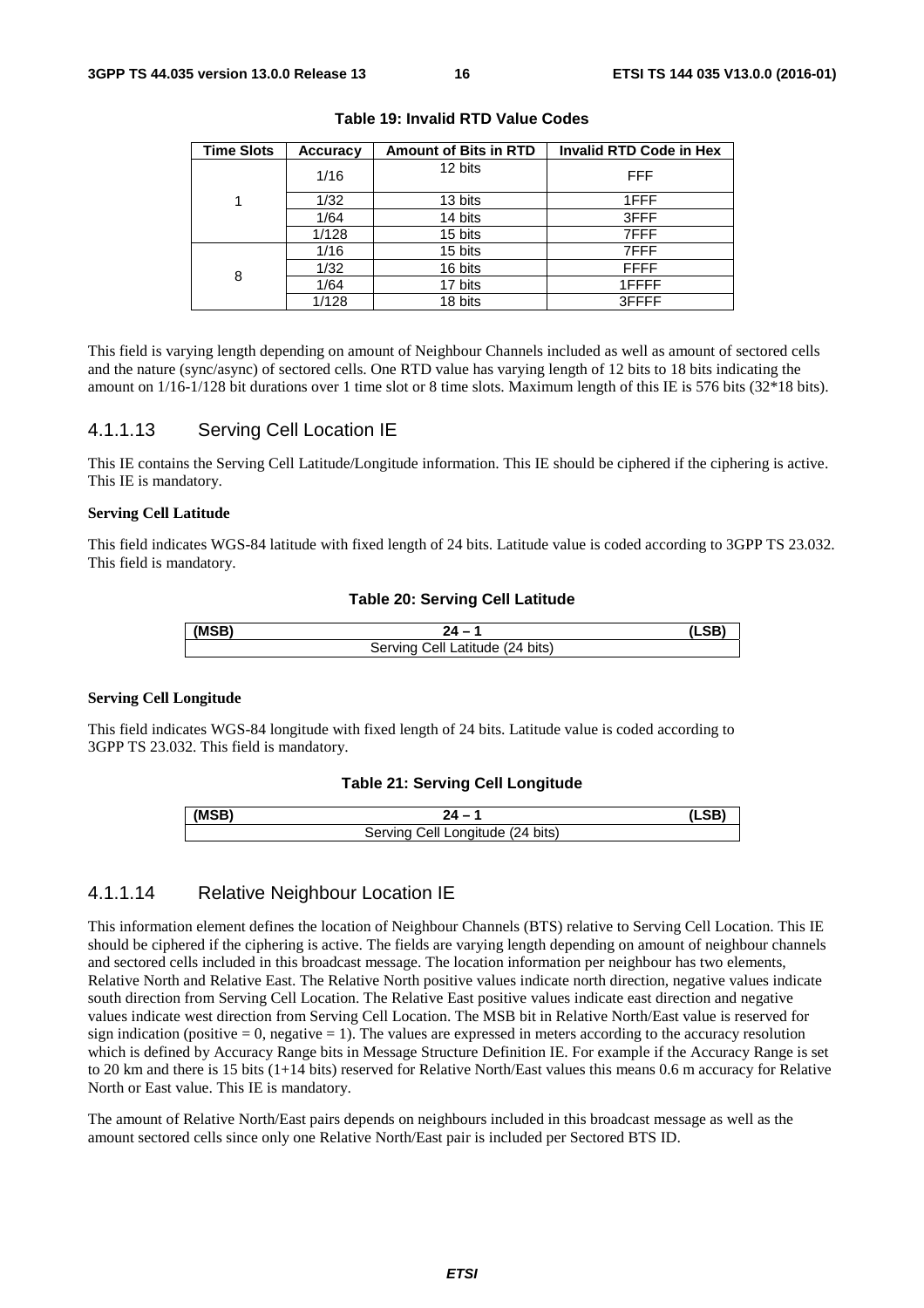**Table 19: Invalid RTD Value Codes**

| Time Slots | Accuracy | Amount of Bits in RTD | Invalid RTD Code in Hex |
|---|---|---|---|
| 1 | 1/16 | 12 bits | FFF |
| | 1/32 | 13 bits | 1FFF |
| | 1/64 | 14 bits | 3FFF |
| | 1/128 | 15 bits | 7FFF |
| 8 | 1/16 | 15 bits | 7FFF |
| | 1/32 | 16 bits | FFFF |
| | 1/64 | 17 bits | 1FFFF |
| | 1/128 | 18 bits | 3FFFF |

This field is varying length depending on amount of Neighbour Channels included as well as amount of sectored cells and the nature (sync/async) of sectored cells. One RTD value has varying length of 12 bits to 18 bits indicating the amount on 1/16-1/128 bit durations over 1 time slot or 8 time slots. Maximum length of this IE is 576 bits (32*18 bits).

### 4.1.1.13 Serving Cell Location IE

This IE contains the Serving Cell Latitude/Longitude information. This IE should be ciphered if the ciphering is active. This IE is mandatory.

**Serving Cell Latitude**

This field indicates WGS-84 latitude with fixed length of 24 bits. Latitude value is coded according to 3GPP TS 23.032. This field is mandatory.

**Table 20: Serving Cell Latitude**

| (MSB) | 24 – 1 | (LSB) |
|---|---|---|
| Serving Cell Latitude (24 bits) | | |

**Serving Cell Longitude**

This field indicates WGS-84 longitude with fixed length of 24 bits. Latitude value is coded according to 3GPP TS 23.032. This field is mandatory.

**Table 21: Serving Cell Longitude**

| (MSB) | 24 – 1 | (LSB) |
|---|---|---|
| Serving Cell Longitude (24 bits) | | |

### 4.1.1.14 Relative Neighbour Location IE

This information element defines the location of Neighbour Channels (BTS) relative to Serving Cell Location. This IE should be ciphered if the ciphering is active. The fields are varying length depending on amount of neighbour channels and sectored cells included in this broadcast message. The location information per neighbour has two elements, Relative North and Relative East. The Relative North positive values indicate north direction, negative values indicate south direction from Serving Cell Location. The Relative East positive values indicate east direction and negative values indicate west direction from Serving Cell Location. The MSB bit in Relative North/East value is reserved for sign indication (positive = 0, negative = 1). The values are expressed in meters according to the accuracy resolution which is defined by Accuracy Range bits in Message Structure Definition IE. For example if the Accuracy Range is set to 20 km and there is 15 bits (1+14 bits) reserved for Relative North/East values this means 0.6 m accuracy for Relative North or East value. This IE is mandatory.

The amount of Relative North/East pairs depends on neighbours included in this broadcast message as well as the amount sectored cells since only one Relative North/East pair is included per Sectored BTS ID.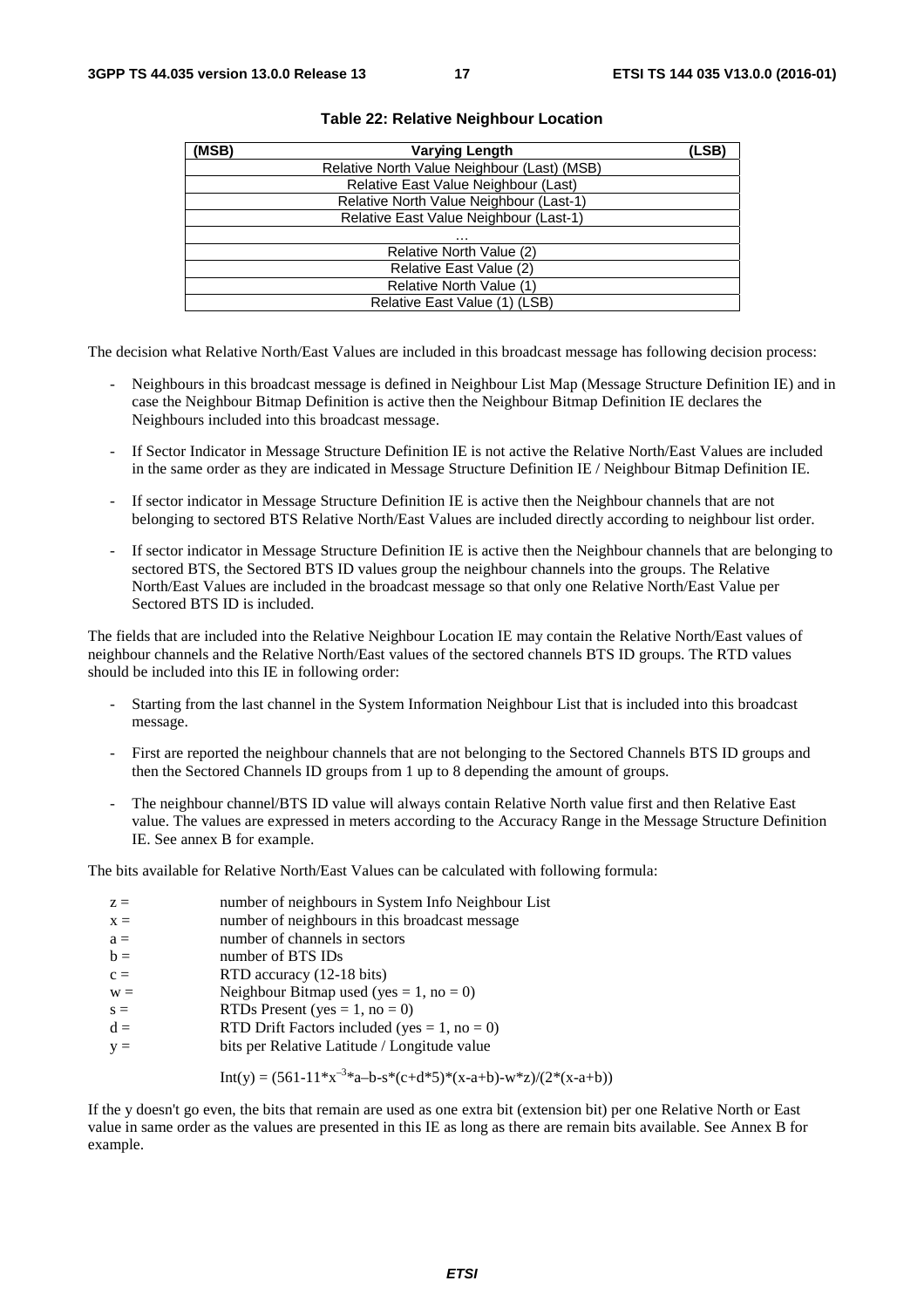**Table 22: Relative Neighbour Location**

| (MSB) Varying Length (LSB) |
|---|
| Relative North Value Neighbour (Last) (MSB) |
| Relative East Value Neighbour (Last) |
| Relative North Value Neighbour (Last-1) |
| Relative East Value Neighbour (Last-1) |
| … |
| Relative North Value (2) |
| Relative East Value (2) |
| Relative North Value (1) |
| Relative East Value (1) (LSB) |

The decision what Relative North/East Values are included in this broadcast message has following decision process:

- Neighbours in this broadcast message is defined in Neighbour List Map (Message Structure Definition IE) and in case the Neighbour Bitmap Definition is active then the Neighbour Bitmap Definition IE declares the Neighbours included into this broadcast message.
- If Sector Indicator in Message Structure Definition IE is not active the Relative North/East Values are included in the same order as they are indicated in Message Structure Definition IE / Neighbour Bitmap Definition IE.
- If sector indicator in Message Structure Definition IE is active then the Neighbour channels that are not belonging to sectored BTS Relative North/East Values are included directly according to neighbour list order.
- If sector indicator in Message Structure Definition IE is active then the Neighbour channels that are belonging to sectored BTS, the Sectored BTS ID values group the neighbour channels into the groups. The Relative North/East Values are included in the broadcast message so that only one Relative North/East Value per Sectored BTS ID is included.

The fields that are included into the Relative Neighbour Location IE may contain the Relative North/East values of neighbour channels and the Relative North/East values of the sectored channels BTS ID groups. The RTD values should be included into this IE in following order:

- Starting from the last channel in the System Information Neighbour List that is included into this broadcast message.
- First are reported the neighbour channels that are not belonging to the Sectored Channels BTS ID groups and then the Sectored Channels ID groups from 1 up to 8 depending the amount of groups.
- The neighbour channel/BTS ID value will always contain Relative North value first and then Relative East value. The values are expressed in meters according to the Accuracy Range in the Message Structure Definition IE. See annex B for example.

The bits available for Relative North/East Values can be calculated with following formula:

| | |
|---|---|
| $z =$ | number of neighbours in System Info Neighbour List |
| $x =$ | number of neighbours in this broadcast message |
| $a =$ | number of channels in sectors |
| $b =$ | number of BTS IDs |
| $c =$ | RTD accuracy (12-18 bits) |
| $w =$ | Neighbour Bitmap used (yes = 1, no = 0) |
| $s =$ | RTDs Present (yes = 1, no = 0) |
| $d =$ | RTD Drift Factors included (yes = 1, no = 0) |
| $y =$ | bits per Relative Latitude / Longitude value |

$$\text{Int}(y) = (561-11*x^{-3}*a-b-s*(c+d*5)*(x-a+b)-w*z)/(2*(x-a+b))$$

If the y doesn't go even, the bits that remain are used as one extra bit (extension bit) per one Relative North or East value in same order as the values are presented in this IE as long as there are remain bits available. See Annex B for example.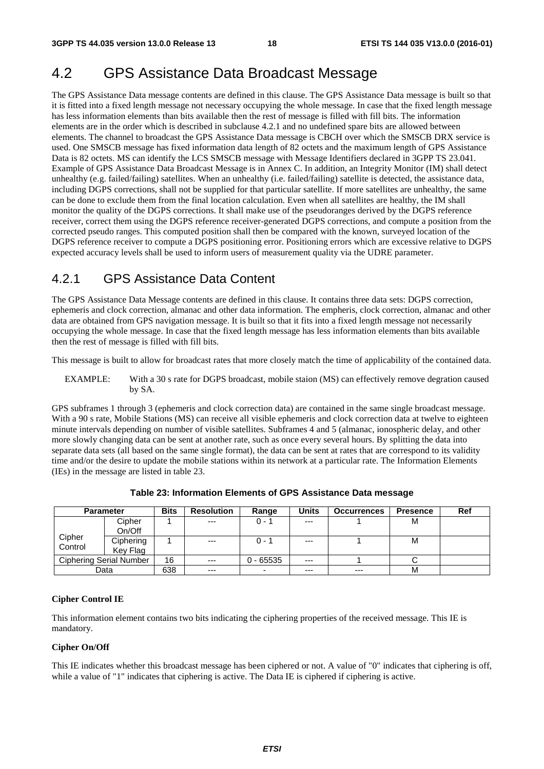## 4.2 GPS Assistance Data Broadcast Message

The GPS Assistance Data message contents are defined in this clause. The GPS Assistance Data message is built so that it is fitted into a fixed length message not necessary occupying the whole message. In case that the fixed length message has less information elements than bits available then the rest of message is filled with fill bits. The information elements are in the order which is described in subclause 4.2.1 and no undefined spare bits are allowed between elements. The channel to broadcast the GPS Assistance Data message is CBCH over which the SMSCB DRX service is used. One SMSCB message has fixed information data length of 82 octets and the maximum length of GPS Assistance Data is 82 octets. MS can identify the LCS SMSCB message with Message Identifiers declared in 3GPP TS 23.041. Example of GPS Assistance Data Broadcast Message is in Annex C. In addition, an Integrity Monitor (IM) shall detect unhealthy (e.g. failed/failing) satellites. When an unhealthy (i.e. failed/failing) satellite is detected, the assistance data, including DGPS corrections, shall not be supplied for that particular satellite. If more satellites are unhealthy, the same can be done to exclude them from the final location calculation. Even when all satellites are healthy, the IM shall monitor the quality of the DGPS corrections. It shall make use of the pseudoranges derived by the DGPS reference receiver, correct them using the DGPS reference receiver-generated DGPS corrections, and compute a position from the corrected pseudo ranges. This computed position shall then be compared with the known, surveyed location of the DGPS reference receiver to compute a DGPS positioning error. Positioning errors which are excessive relative to DGPS expected accuracy levels shall be used to inform users of measurement quality via the UDRE parameter.

### 4.2.1 GPS Assistance Data Content

The GPS Assistance Data Message contents are defined in this clause. It contains three data sets: DGPS correction, ephemeris and clock correction, almanac and other data information. The empheris, clock correction, almanac and other data are obtained from GPS navigation message. It is built so that it fits into a fixed length message not necessarily occupying the whole message. In case that the fixed length message has less information elements than bits available then the rest of message is filled with fill bits.

This message is built to allow for broadcast rates that more closely match the time of applicability of the contained data.

EXAMPLE: With a 30 s rate for DGPS broadcast, mobile staion (MS) can effectively remove degration caused by SA.

GPS subframes 1 through 3 (ephemeris and clock correction data) are contained in the same single broadcast message. With a 90 s rate, Mobile Stations (MS) can receive all visible ephemeris and clock correction data at twelve to eighteen minute intervals depending on number of visible satellites. Subframes 4 and 5 (almanac, ionospheric delay, and other more slowly changing data can be sent at another rate, such as once every several hours. By splitting the data into separate data sets (all based on the same single format), the data can be sent at rates that are correspond to its validity time and/or the desire to update the mobile stations within its network at a particular rate. The Information Elements (IEs) in the message are listed in table 23.

**Table 23: Information Elements of GPS Assistance Data message**

| Parameter | | Bits | Resolution | Range | Units | Occurrences | Presence | Ref |
|---|---|---|---|---|---|---|---|---|
| Cipher Control | Cipher On/Off | 1 | --- | 0 - 1 | --- | 1 | M | |
| | Ciphering Key Flag | 1 | --- | 0 - 1 | --- | 1 | M | |
| Ciphering Serial Number | | 16 | --- | 0 - 65535 | --- | 1 | C | |
| Data | | 638 | --- | - | --- | --- | M | |

**Cipher Control IE**

This information element contains two bits indicating the ciphering properties of the received message. This IE is mandatory.

**Cipher On/Off**

This IE indicates whether this broadcast message has been ciphered or not. A value of "0" indicates that ciphering is off, while a value of "1" indicates that ciphering is active. The Data IE is ciphered if ciphering is active.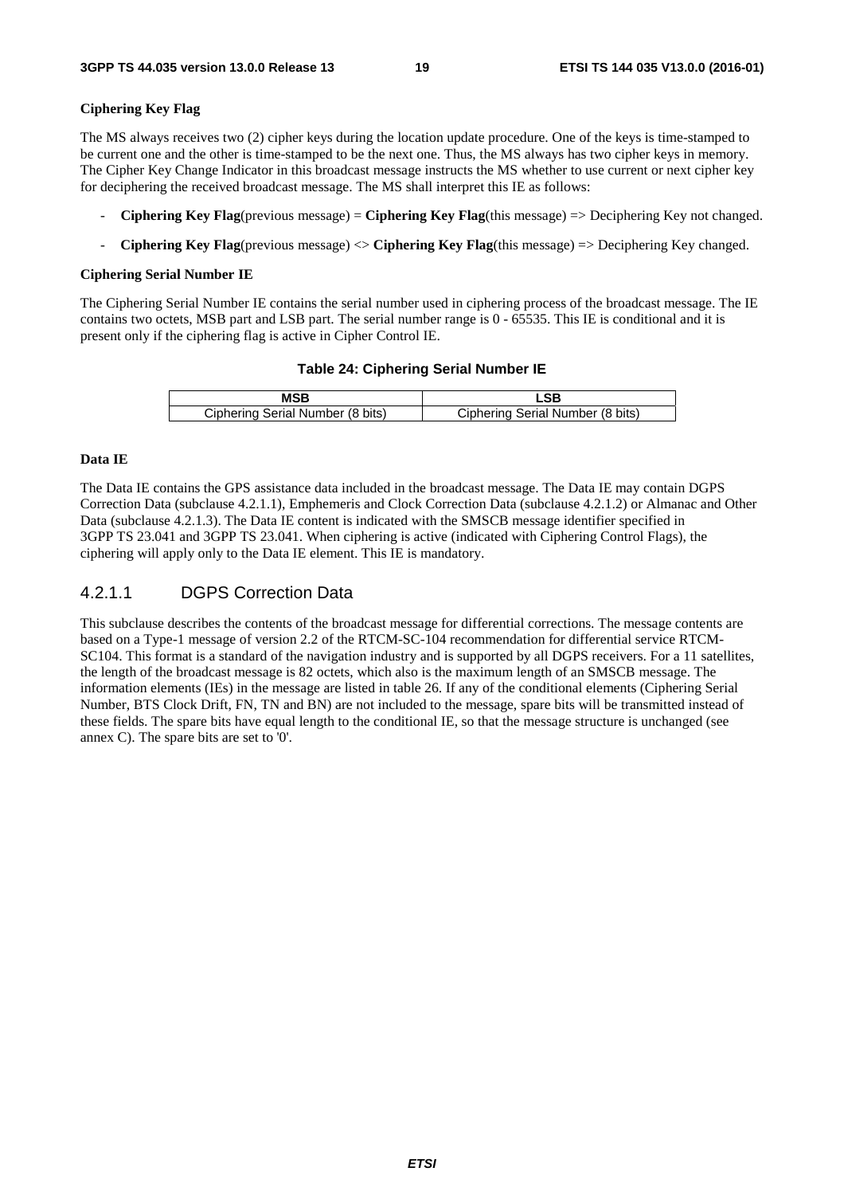**Ciphering Key Flag**

The MS always receives two (2) cipher keys during the location update procedure. One of the keys is time-stamped to be current one and the other is time-stamped to be the next one. Thus, the MS always has two cipher keys in memory. The Cipher Key Change Indicator in this broadcast message instructs the MS whether to use current or next cipher key for deciphering the received broadcast message. The MS shall interpret this IE as follows:

- **Ciphering Key Flag**(previous message) = **Ciphering Key Flag**(this message) => Deciphering Key not changed.
- **Ciphering Key Flag**(previous message) <> **Ciphering Key Flag**(this message) => Deciphering Key changed.

**Ciphering Serial Number IE**

The Ciphering Serial Number IE contains the serial number used in ciphering process of the broadcast message. The IE contains two octets, MSB part and LSB part. The serial number range is 0 - 65535. This IE is conditional and it is present only if the ciphering flag is active in Cipher Control IE.

**Table 24: Ciphering Serial Number IE**

| MSB | LSB |
|---|---|
| Ciphering Serial Number (8 bits) | Ciphering Serial Number (8 bits) |

**Data IE**

The Data IE contains the GPS assistance data included in the broadcast message. The Data IE may contain DGPS Correction Data (subclause 4.2.1.1), Emphemeris and Clock Correction Data (subclause 4.2.1.2) or Almanac and Other Data (subclause 4.2.1.3). The Data IE content is indicated with the SMSCB message identifier specified in 3GPP TS 23.041 and 3GPP TS 23.041. When ciphering is active (indicated with Ciphering Control Flags), the ciphering will apply only to the Data IE element. This IE is mandatory.

### 4.2.1.1 DGPS Correction Data

This subclause describes the contents of the broadcast message for differential corrections. The message contents are based on a Type-1 message of version 2.2 of the RTCM-SC-104 recommendation for differential service RTCM-SC104. This format is a standard of the navigation industry and is supported by all DGPS receivers. For a 11 satellites, the length of the broadcast message is 82 octets, which also is the maximum length of an SMSCB message. The information elements (IEs) in the message are listed in table 26. If any of the conditional elements (Ciphering Serial Number, BTS Clock Drift, FN, TN and BN) are not included to the message, spare bits will be transmitted instead of these fields. The spare bits have equal length to the conditional IE, so that the message structure is unchanged (see annex C). The spare bits are set to '0'.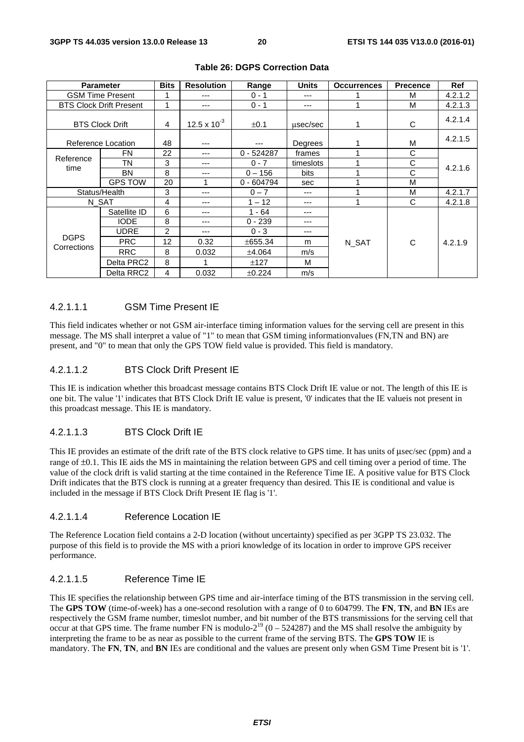**Table 26: DGPS Correction Data**

| Parameter | | Bits | Resolution | Range | Units | Occurrences | Precence | Ref |
|---|---|---|---|---|---|---|---|---|
| GSM Time Present | | 1 | --- | 0 - 1 | --- | 1 | M | 4.2.1.2 |
| BTS Clock Drift Present | | 1 | --- | 0 - 1 | --- | 1 | M | 4.2.1.3 |
| BTS Clock Drift | | 4 | $12.5 \times 10^{-3}$ | ±0.1 | μsec/sec | 1 | C | 4.2.1.4 |
| Reference Location | | 48 | --- | --- | Degrees | 1 | M | 4.2.1.5 |
| Reference time | FN | 22 | --- | 0 - 524287 | frames | 1 | C | 4.2.1.6 |
| | TN | 3 | --- | 0 - 7 | timeslots | 1 | C | |
| | BN | 8 | --- | 0 – 156 | bits | 1 | C | |
| | GPS TOW | 20 | 1 | 0 - 604794 | sec | 1 | M | |
| Status/Health | | 3 | --- | 0 – 7 | --- | 1 | M | 4.2.1.7 |
| N_SAT | | 4 | --- | 1 – 12 | --- | 1 | C | 4.2.1.8 |
| DGPS Corrections | Satellite ID | 6 | --- | 1 - 64 | --- | N_SAT | C | 4.2.1.9 |
| | IODE | 8 | --- | 0 - 239 | --- | | | |
| | UDRE | 2 | --- | 0 - 3 | --- | | | |
| | PRC | 12 | 0.32 | ±655.34 | m | | | |
| | RRC | 8 | 0.032 | ±4.064 | m/s | | | |
| | Delta PRC2 | 8 | 1 | ±127 | M | | | |
| | Delta RRC2 | 4 | 0.032 | ±0.224 | m/s | | | |

#### 4.2.1.1.1 GSM Time Present IE

This field indicates whether or not GSM air-interface timing information values for the serving cell are present in this message. The MS shall interpret a value of "1" to mean that GSM timing informationvalues (FN,TN and BN) are present, and "0" to mean that only the GPS TOW field value is provided. This field is mandatory.

#### 4.2.1.1.2 BTS Clock Drift Present IE

This IE is indication whether this broadcast message contains BTS Clock Drift IE value or not. The length of this IE is one bit. The value '1' indicates that BTS Clock Drift IE value is present, '0' indicates that the IE valueis not present in this proadcast message. This IE is mandatory.

#### 4.2.1.1.3 BTS Clock Drift IE

This IE provides an estimate of the drift rate of the BTS clock relative to GPS time. It has units of μsec/sec (ppm) and a range of ±0.1. This IE aids the MS in maintaining the relation between GPS and cell timing over a period of time. The value of the clock drift is valid starting at the time contained in the Reference Time IE. A positive value for BTS Clock Drift indicates that the BTS clock is running at a greater frequency than desired. This IE is conditional and value is included in the message if BTS Clock Drift Present IE flag is '1'.

#### 4.2.1.1.4 Reference Location IE

The Reference Location field contains a 2-D location (without uncertainty) specified as per 3GPP TS 23.032. The purpose of this field is to provide the MS with a priori knowledge of its location in order to improve GPS receiver performance.

#### 4.2.1.1.5 Reference Time IE

This IE specifies the relationship between GPS time and air-interface timing of the BTS transmission in the serving cell. The **GPS TOW** (time-of-week) has a one-second resolution with a range of 0 to 604799. The **FN**, **TN**, and **BN** IEs are respectively the GSM frame number, timeslot number, and bit number of the BTS transmissions for the serving cell that occur at that GPS time. The frame number FN is modulo-$2^{19}$ (0 – 524287) and the MS shall resolve the ambiguity by interpreting the frame to be as near as possible to the current frame of the serving BTS. The **GPS TOW** IE is mandatory. The **FN**, **TN**, and **BN** IEs are conditional and the values are present only when GSM Time Present bit is '1'.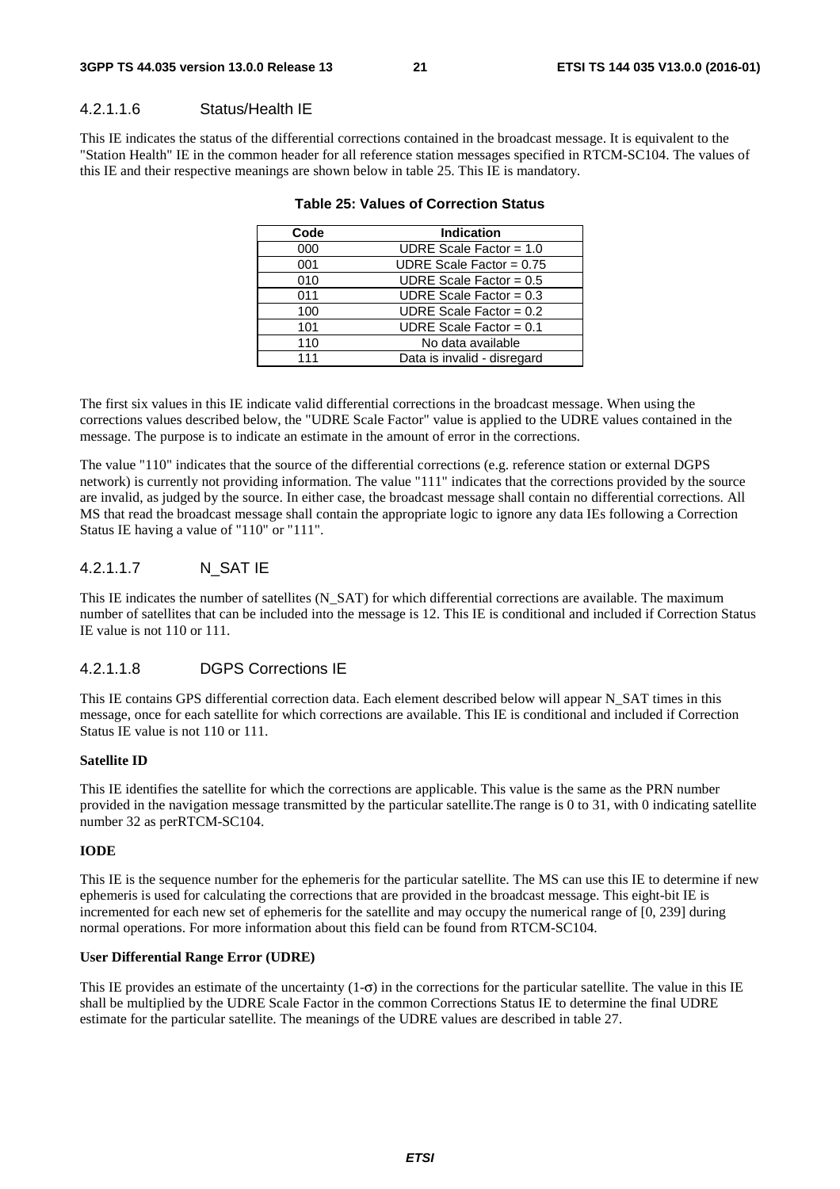#### 4.2.1.1.6 Status/Health IE

This IE indicates the status of the differential corrections contained in the broadcast message. It is equivalent to the "Station Health" IE in the common header for all reference station messages specified in RTCM-SC104. The values of this IE and their respective meanings are shown below in table 25. This IE is mandatory.

**Table 25: Values of Correction Status**

| Code | Indication |
|---|---|
| 000 | UDRE Scale Factor = 1.0 |
| 001 | UDRE Scale Factor = 0.75 |
| 010 | UDRE Scale Factor = 0.5 |
| 011 | UDRE Scale Factor = 0.3 |
| 100 | UDRE Scale Factor = 0.2 |
| 101 | UDRE Scale Factor = 0.1 |
| 110 | No data available |
| 111 | Data is invalid - disregard |

The first six values in this IE indicate valid differential corrections in the broadcast message. When using the corrections values described below, the "UDRE Scale Factor" value is applied to the UDRE values contained in the message. The purpose is to indicate an estimate in the amount of error in the corrections.

The value "110" indicates that the source of the differential corrections (e.g. reference station or external DGPS network) is currently not providing information. The value "111" indicates that the corrections provided by the source are invalid, as judged by the source. In either case, the broadcast message shall contain no differential corrections. All MS that read the broadcast message shall contain the appropriate logic to ignore any data IEs following a Correction Status IE having a value of "110" or "111".

#### 4.2.1.1.7 N_SAT IE

This IE indicates the number of satellites (N_SAT) for which differential corrections are available. The maximum number of satellites that can be included into the message is 12. This IE is conditional and included if Correction Status IE value is not 110 or 111.

#### 4.2.1.1.8 DGPS Corrections IE

This IE contains GPS differential correction data. Each element described below will appear N_SAT times in this message, once for each satellite for which corrections are available. This IE is conditional and included if Correction Status IE value is not 110 or 111.

**Satellite ID**

This IE identifies the satellite for which the corrections are applicable. This value is the same as the PRN number provided in the navigation message transmitted by the particular satellite.The range is 0 to 31, with 0 indicating satellite number 32 as perRTCM-SC104.

**IODE**

This IE is the sequence number for the ephemeris for the particular satellite. The MS can use this IE to determine if new ephemeris is used for calculating the corrections that are provided in the broadcast message. This eight-bit IE is incremented for each new set of ephemeris for the satellite and may occupy the numerical range of [0, 239] during normal operations. For more information about this field can be found from RTCM-SC104.

**User Differential Range Error (UDRE)**

This IE provides an estimate of the uncertainty (1-$\sigma$) in the corrections for the particular satellite. The value in this IE shall be multiplied by the UDRE Scale Factor in the common Corrections Status IE to determine the final UDRE estimate for the particular satellite. The meanings of the UDRE values are described in table 27.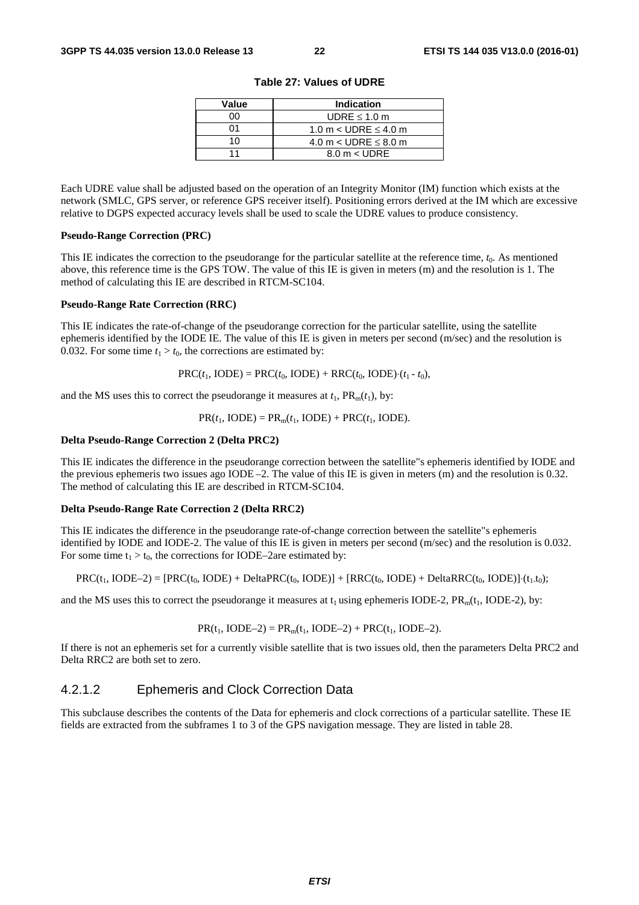**Table 27: Values of UDRE**

| Value | Indication |
|---|---|
| 00 | UDRE ≤ 1.0 m |
| 01 | 1.0 m < UDRE ≤ 4.0 m |
| 10 | 4.0 m < UDRE ≤ 8.0 m |
| 11 | 8.0 m < UDRE |

Each UDRE value shall be adjusted based on the operation of an Integrity Monitor (IM) function which exists at the network (SMLC, GPS server, or reference GPS receiver itself). Positioning errors derived at the IM which are excessive relative to DGPS expected accuracy levels shall be used to scale the UDRE values to produce consistency.

**Pseudo-Range Correction (PRC)**

This IE indicates the correction to the pseudorange for the particular satellite at the reference time, $t_0$. As mentioned above, this reference time is the GPS TOW. The value of this IE is given in meters (m) and the resolution is 1. The method of calculating this IE are described in RTCM-SC104.

**Pseudo-Range Rate Correction (RRC)**

This IE indicates the rate-of-change of the pseudorange correction for the particular satellite, using the satellite ephemeris identified by the IODE IE. The value of this IE is given in meters per second (m/sec) and the resolution is 0.032. For some time $t_1 > t_0$, the corrections are estimated by:

$$\mathrm{PRC}(t_1, \mathrm{IODE}) = \mathrm{PRC}(t_0, \mathrm{IODE}) + \mathrm{RRC}(t_0, \mathrm{IODE})\cdot(t_1 - t_0),$$

and the MS uses this to correct the pseudorange it measures at $t_1$, $\mathrm{PR_m}(t_1)$, by:

$$\mathrm{PR}(t_1, \mathrm{IODE}) = \mathrm{PR_m}(t_1, \mathrm{IODE}) + \mathrm{PRC}(t_1, \mathrm{IODE}).$$

**Delta Pseudo-Range Correction 2 (Delta PRC2)**

This IE indicates the difference in the pseudorange correction between the satellite"s ephemeris identified by IODE and the previous ephemeris two issues ago IODE –2. The value of this IE is given in meters (m) and the resolution is 0.32. The method of calculating this IE are described in RTCM-SC104.

**Delta Pseudo-Range Rate Correction 2 (Delta RRC2)**

This IE indicates the difference in the pseudorange rate-of-change correction between the satellite"s ephemeris identified by IODE and IODE-2. The value of this IE is given in meters per second (m/sec) and the resolution is 0.032. For some time $t_1 > t_0$, the corrections for IODE–2are estimated by:

$$\mathrm{PRC}(t_1, \mathrm{IODE}-2) = [\mathrm{PRC}(t_0, \mathrm{IODE}) + \mathrm{DeltaPRC}(t_0, \mathrm{IODE})] + [\mathrm{RRC}(t_0, \mathrm{IODE}) + \mathrm{DeltaRRC}(t_0, \mathrm{IODE})]\cdot(t_1 - t_0);$$

and the MS uses this to correct the pseudorange it measures at $t_1$ using ephemeris IODE-2, $\mathrm{PR_m}(t_1, \mathrm{IODE}-2)$, by:

$$\mathrm{PR}(t_1, \mathrm{IODE}-2) = \mathrm{PR_m}(t_1, \mathrm{IODE}-2) + \mathrm{PRC}(t_1, \mathrm{IODE}-2).$$

If there is not an ephemeris set for a currently visible satellite that is two issues old, then the parameters Delta PRC2 and Delta RRC2 are both set to zero.

### 4.2.1.2 Ephemeris and Clock Correction Data

This subclause describes the contents of the Data for ephemeris and clock corrections of a particular satellite. These IE fields are extracted from the subframes 1 to 3 of the GPS navigation message. They are listed in table 28.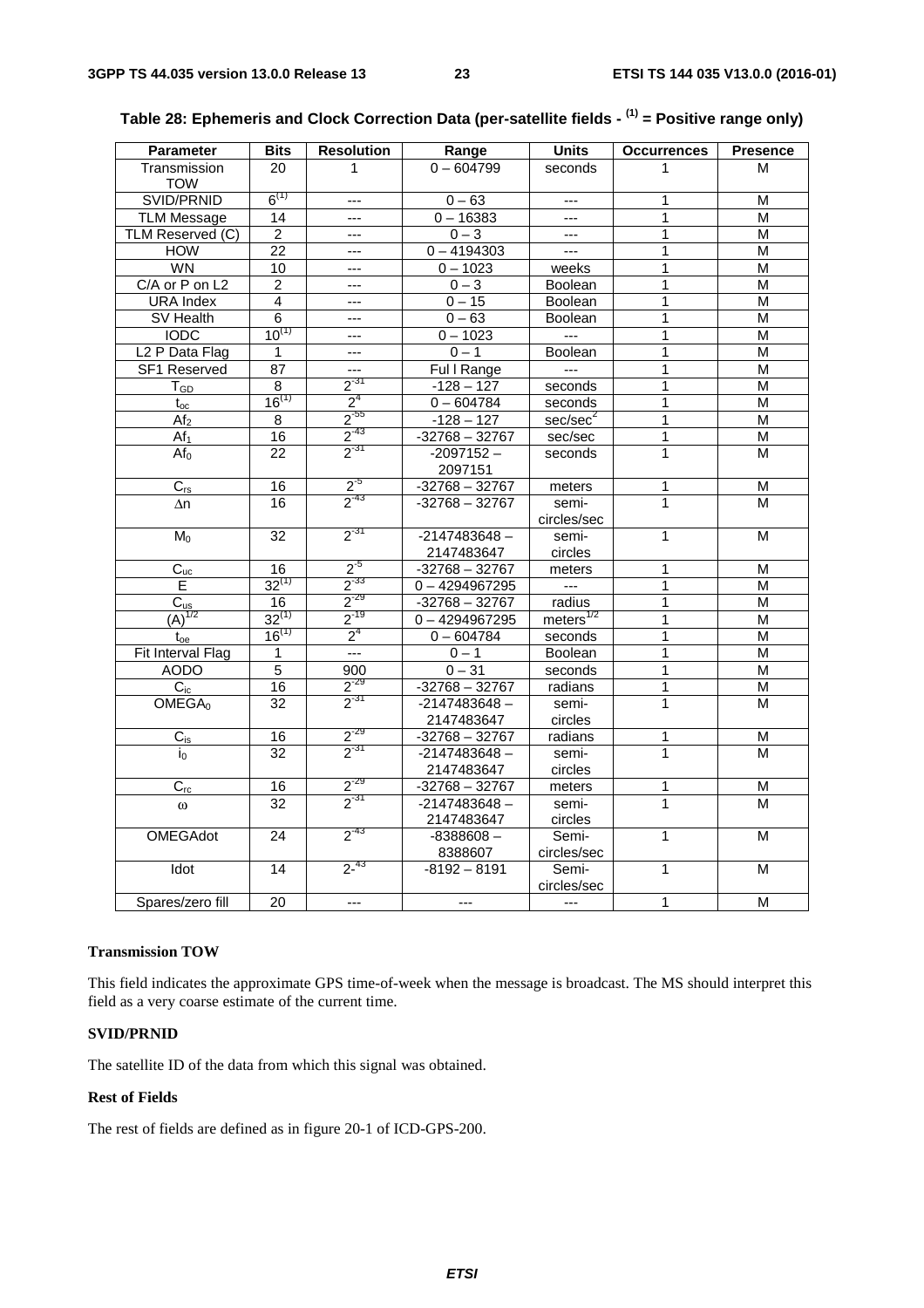**Table 28: Ephemeris and Clock Correction Data (per-satellite fields - (1) = Positive range only)**

| Parameter | Bits | Resolution | Range | Units | Occurrences | Presence |
|---|---|---|---|---|---|---|
| Transmission TOW | 20 | 1 | 0 – 604799 | seconds | 1 | M |
| SVID/PRNID | 6(1) | --- | 0 – 63 | --- | 1 | M |
| TLM Message | 14 | --- | 0 – 16383 | --- | 1 | M |
| TLM Reserved (C) | 2 | --- | 0 – 3 | --- | 1 | M |
| HOW | 22 | --- | 0 – 4194303 | --- | 1 | M |
| WN | 10 | --- | 0 – 1023 | weeks | 1 | M |
| C/A or P on L2 | 2 | --- | 0 – 3 | Boolean | 1 | M |
| URA Index | 4 | --- | 0 – 15 | Boolean | 1 | M |
| SV Health | 6 | --- | 0 – 63 | Boolean | 1 | M |
| IODC | 10(1) | --- | 0 – 1023 | --- | 1 | M |
| L2 P Data Flag | 1 | --- | 0 – 1 | Boolean | 1 | M |
| SF1 Reserved | 87 | --- | Ful l Range | --- | 1 | M |
| $T_{GD}$ | 8 | $2^{-31}$ | -128 – 127 | seconds | 1 | M |
| $t_{oc}$ | 16(1) | $2^{4}$ | 0 – 604784 | seconds | 1 | M |
| $Af_2$ | 8 | $2^{-55}$ | -128 – 127 | sec/sec$^2$ | 1 | M |
| $Af_1$ | 16 | $2^{-43}$ | -32768 – 32767 | sec/sec | 1 | M |
| $Af_0$ | 22 | $2^{-31}$ | -2097152 – 2097151 | seconds | 1 | M |
| $C_{rs}$ | 16 | $2^{-5}$ | -32768 – 32767 | meters | 1 | M |
| $\Delta n$ | 16 | $2^{-43}$ | -32768 – 32767 | semi-circles/sec | 1 | M |
| $M_0$ | 32 | $2^{-31}$ | -2147483648 – 2147483647 | semi-circles | 1 | M |
| $C_{uc}$ | 16 | $2^{-5}$ | -32768 – 32767 | meters | 1 | M |
| E | 32(1) | $2^{-33}$ | 0 – 4294967295 | --- | 1 | M |
| $C_{us}$ | 16 | $2^{-29}$ | -32768 – 32767 | radius | 1 | M |
| $(A)^{1/2}$ | 32(1) | $2^{-19}$ | 0 – 4294967295 | meters$^{1/2}$ | 1 | M |
| $t_{oe}$ | 16(1) | $2^{4}$ | 0 – 604784 | seconds | 1 | M |
| Fit Interval Flag | 1 | --- | 0 – 1 | Boolean | 1 | M |
| AODO | 5 | 900 | 0 – 31 | seconds | 1 | M |
| $C_{ic}$ | 16 | $2^{-29}$ | -32768 – 32767 | radians | 1 | M |
| $OMEGA_0$ | 32 | $2^{-31}$ | -2147483648 – 2147483647 | semi-circles | 1 | M |
| $C_{is}$ | 16 | $2^{-29}$ | -32768 – 32767 | radians | 1 | M |
| $i_0$ | 32 | $2^{-31}$ | -2147483648 – 2147483647 | semi-circles | 1 | M |
| $C_{rc}$ | 16 | $2^{-29}$ | -32768 – 32767 | meters | 1 | M |
| $\omega$ | 32 | $2^{-31}$ | -2147483648 – 2147483647 | semi-circles | 1 | M |
| OMEGAdot | 24 | $2^{-43}$ | -8388608 – 8388607 | Semi-circles/sec | 1 | M |
| Idot | 14 | $2^{-43}$ | -8192 – 8191 | Semi-circles/sec | 1 | M |
| Spares/zero fill | 20 | --- | --- | --- | 1 | M |

**Transmission TOW**

This field indicates the approximate GPS time-of-week when the message is broadcast. The MS should interpret this field as a very coarse estimate of the current time.

**SVID/PRNID**

The satellite ID of the data from which this signal was obtained.

**Rest of Fields**

The rest of fields are defined as in figure 20-1 of ICD-GPS-200.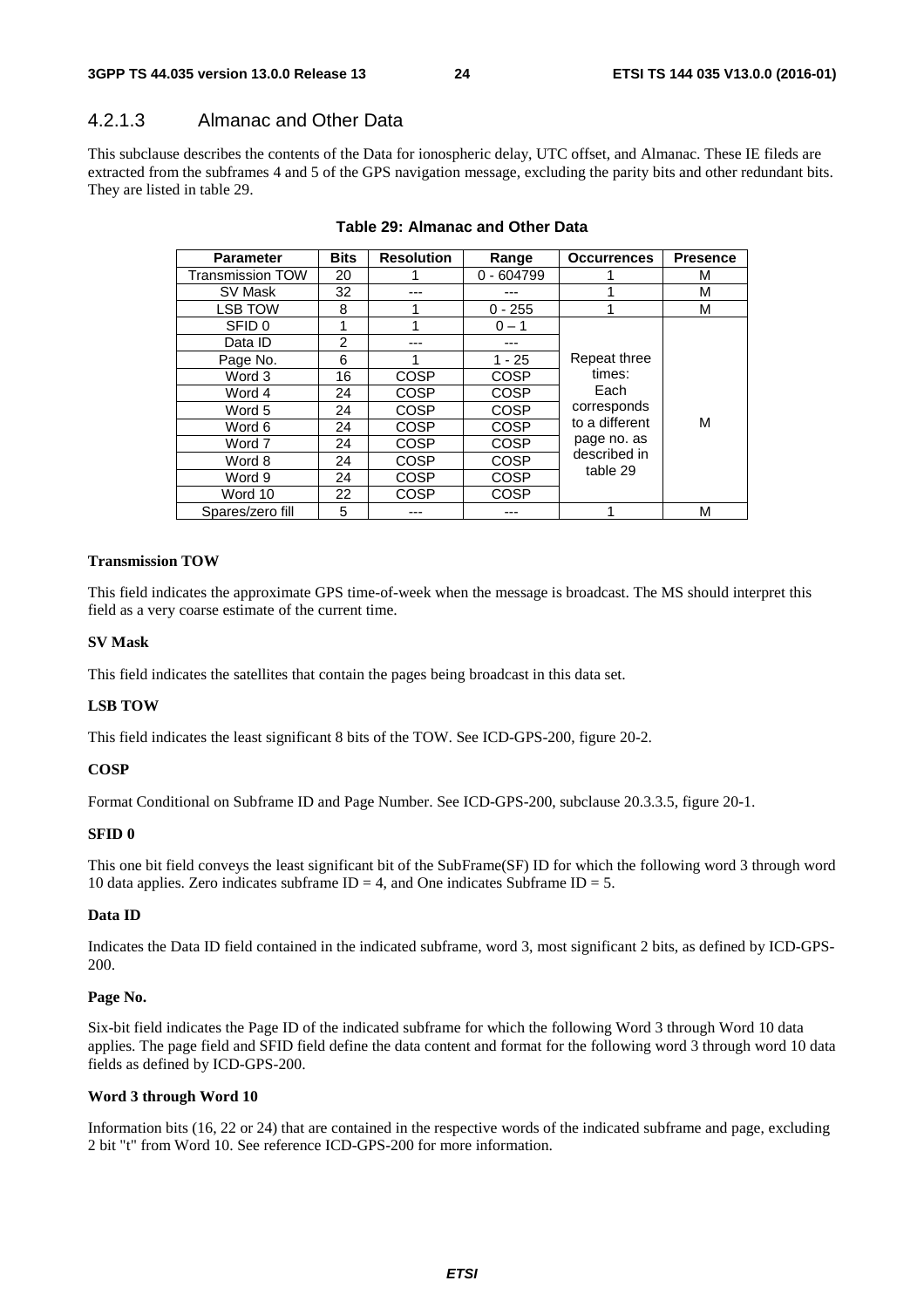### 4.2.1.3 Almanac and Other Data

This subclause describes the contents of the Data for ionospheric delay, UTC offset, and Almanac. These IE fileds are extracted from the subframes 4 and 5 of the GPS navigation message, excluding the parity bits and other redundant bits. They are listed in table 29.

**Table 29: Almanac and Other Data**

| Parameter | Bits | Resolution | Range | Occurrences | Presence |
|---|---|---|---|---|---|
| Transmission TOW | 20 | 1 | 0 - 604799 | 1 | M |
| SV Mask | 32 | --- | --- | 1 | M |
| LSB TOW | 8 | 1 | 0 - 255 | 1 | M |
| SFID 0 | 1 | 1 | 0 – 1 | Repeat three times: Each corresponds to a different page no. as described in table 29 | M |
| Data ID | 2 | --- | --- | | |
| Page No. | 6 | 1 | 1 - 25 | | |
| Word 3 | 16 | COSP | COSP | | |
| Word 4 | 24 | COSP | COSP | | |
| Word 5 | 24 | COSP | COSP | | |
| Word 6 | 24 | COSP | COSP | | |
| Word 7 | 24 | COSP | COSP | | |
| Word 8 | 24 | COSP | COSP | | |
| Word 9 | 24 | COSP | COSP | | |
| Word 10 | 22 | COSP | COSP | | |
| Spares/zero fill | 5 | --- | --- | 1 | M |

**Transmission TOW**

This field indicates the approximate GPS time-of-week when the message is broadcast. The MS should interpret this field as a very coarse estimate of the current time.

**SV Mask**

This field indicates the satellites that contain the pages being broadcast in this data set.

**LSB TOW**

This field indicates the least significant 8 bits of the TOW. See ICD-GPS-200, figure 20-2.

**COSP**

Format Conditional on Subframe ID and Page Number. See ICD-GPS-200, subclause 20.3.3.5, figure 20-1.

**SFID 0**

This one bit field conveys the least significant bit of the SubFrame(SF) ID for which the following word 3 through word 10 data applies. Zero indicates subframe ID = 4, and One indicates Subframe ID = 5.

**Data ID**

Indicates the Data ID field contained in the indicated subframe, word 3, most significant 2 bits, as defined by ICD-GPS-200.

**Page No.**

Six-bit field indicates the Page ID of the indicated subframe for which the following Word 3 through Word 10 data applies. The page field and SFID field define the data content and format for the following word 3 through word 10 data fields as defined by ICD-GPS-200.

**Word 3 through Word 10**

Information bits (16, 22 or 24) that are contained in the respective words of the indicated subframe and page, excluding 2 bit "t" from Word 10. See reference ICD-GPS-200 for more information.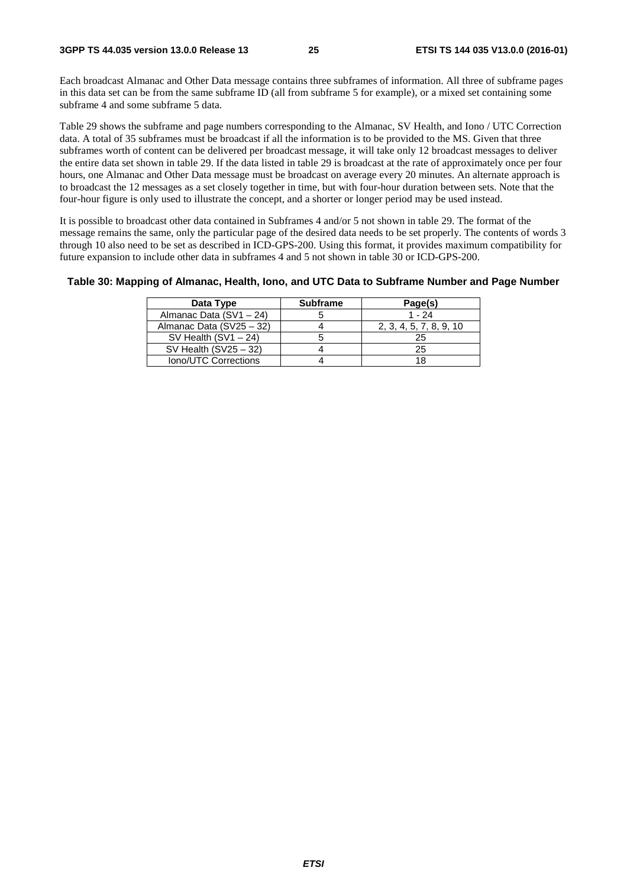Each broadcast Almanac and Other Data message contains three subframes of information. All three of subframe pages in this data set can be from the same subframe ID (all from subframe 5 for example), or a mixed set containing some subframe 4 and some subframe 5 data.

Table 29 shows the subframe and page numbers corresponding to the Almanac, SV Health, and Iono / UTC Correction data. A total of 35 subframes must be broadcast if all the information is to be provided to the MS. Given that three subframes worth of content can be delivered per broadcast message, it will take only 12 broadcast messages to deliver the entire data set shown in table 29. If the data listed in table 29 is broadcast at the rate of approximately once per four hours, one Almanac and Other Data message must be broadcast on average every 20 minutes. An alternate approach is to broadcast the 12 messages as a set closely together in time, but with four-hour duration between sets. Note that the four-hour figure is only used to illustrate the concept, and a shorter or longer period may be used instead.

It is possible to broadcast other data contained in Subframes 4 and/or 5 not shown in table 29. The format of the message remains the same, only the particular page of the desired data needs to be set properly. The contents of words 3 through 10 also need to be set as described in ICD-GPS-200. Using this format, it provides maximum compatibility for future expansion to include other data in subframes 4 and 5 not shown in table 30 or ICD-GPS-200.

**Table 30: Mapping of Almanac, Health, Iono, and UTC Data to Subframe Number and Page Number**

| Data Type | Subframe | Page(s) |
|---|---|---|
| Almanac Data (SV1 – 24) | 5 | 1 - 24 |
| Almanac Data (SV25 – 32) | 4 | 2, 3, 4, 5, 7, 8, 9, 10 |
| SV Health (SV1 – 24) | 5 | 25 |
| SV Health (SV25 – 32) | 4 | 25 |
| Iono/UTC Corrections | 4 | 18 |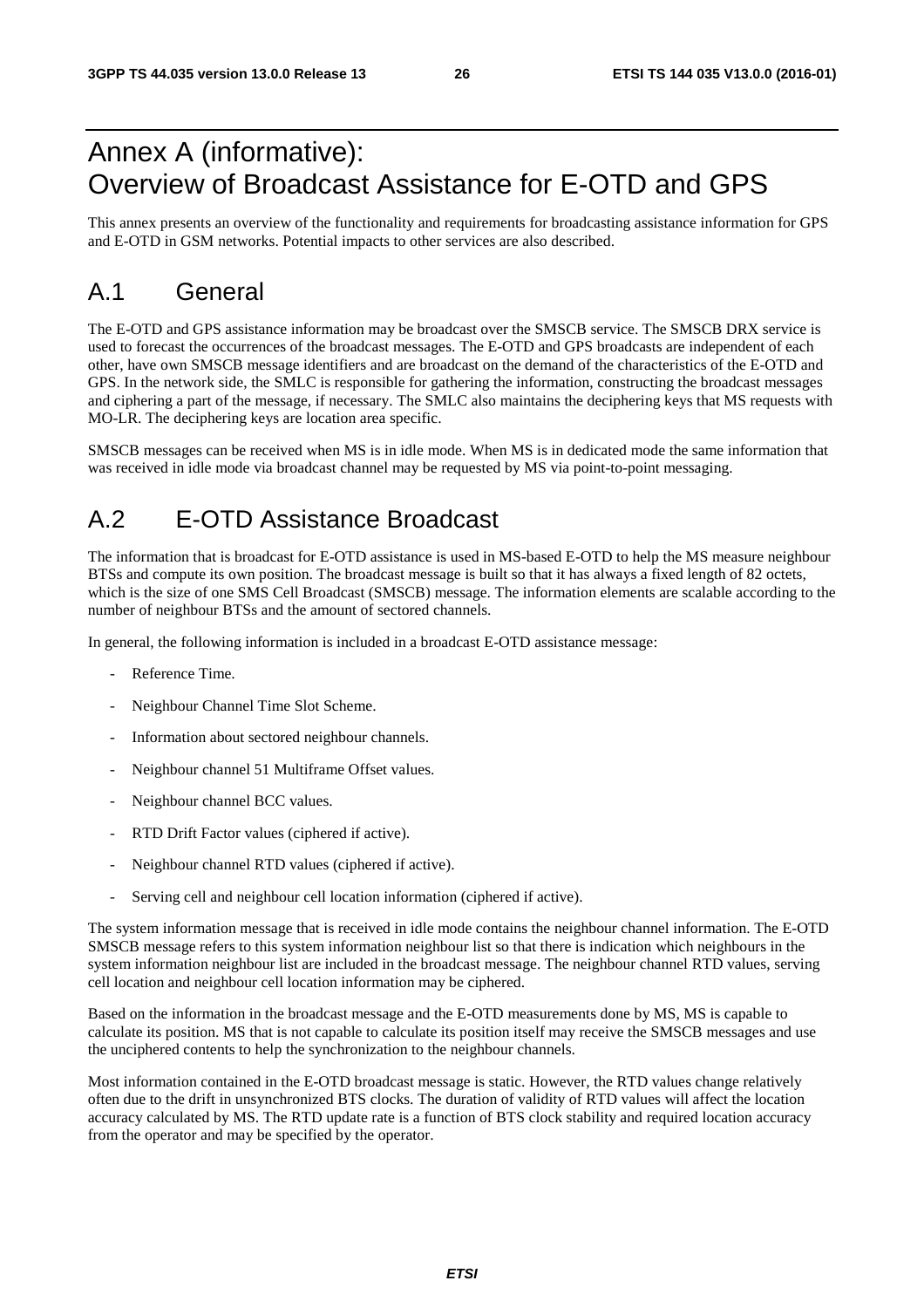# Annex A (informative): Overview of Broadcast Assistance for E-OTD and GPS

This annex presents an overview of the functionality and requirements for broadcasting assistance information for GPS and E-OTD in GSM networks. Potential impacts to other services are also described.

## A.1 General

The E-OTD and GPS assistance information may be broadcast over the SMSCB service. The SMSCB DRX service is used to forecast the occurrences of the broadcast messages. The E-OTD and GPS broadcasts are independent of each other, have own SMSCB message identifiers and are broadcast on the demand of the characteristics of the E-OTD and GPS. In the network side, the SMLC is responsible for gathering the information, constructing the broadcast messages and ciphering a part of the message, if necessary. The SMLC also maintains the deciphering keys that MS requests with MO-LR. The deciphering keys are location area specific.

SMSCB messages can be received when MS is in idle mode. When MS is in dedicated mode the same information that was received in idle mode via broadcast channel may be requested by MS via point-to-point messaging.

## A.2 E-OTD Assistance Broadcast

The information that is broadcast for E-OTD assistance is used in MS-based E-OTD to help the MS measure neighbour BTSs and compute its own position. The broadcast message is built so that it has always a fixed length of 82 octets, which is the size of one SMS Cell Broadcast (SMSCB) message. The information elements are scalable according to the number of neighbour BTSs and the amount of sectored channels.

In general, the following information is included in a broadcast E-OTD assistance message:

- Reference Time.
- Neighbour Channel Time Slot Scheme.
- Information about sectored neighbour channels.
- Neighbour channel 51 Multiframe Offset values.
- Neighbour channel BCC values.
- RTD Drift Factor values (ciphered if active).
- Neighbour channel RTD values (ciphered if active).
- Serving cell and neighbour cell location information (ciphered if active).

The system information message that is received in idle mode contains the neighbour channel information. The E-OTD SMSCB message refers to this system information neighbour list so that there is indication which neighbours in the system information neighbour list are included in the broadcast message. The neighbour channel RTD values, serving cell location and neighbour cell location information may be ciphered.

Based on the information in the broadcast message and the E-OTD measurements done by MS, MS is capable to calculate its position. MS that is not capable to calculate its position itself may receive the SMSCB messages and use the unciphered contents to help the synchronization to the neighbour channels.

Most information contained in the E-OTD broadcast message is static. However, the RTD values change relatively often due to the drift in unsynchronized BTS clocks. The duration of validity of RTD values will affect the location accuracy calculated by MS. The RTD update rate is a function of BTS clock stability and required location accuracy from the operator and may be specified by the operator.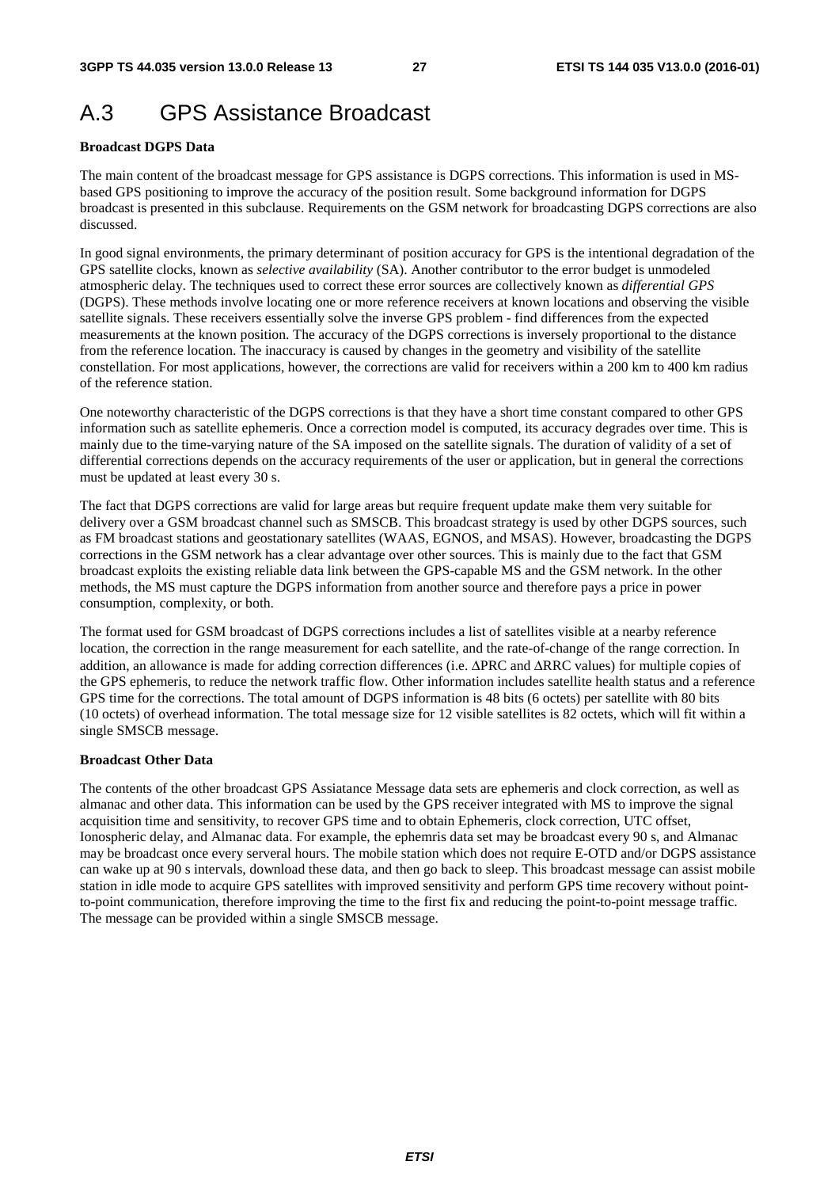# A.3 GPS Assistance Broadcast

**Broadcast DGPS Data**

The main content of the broadcast message for GPS assistance is DGPS corrections. This information is used in MS-based GPS positioning to improve the accuracy of the position result. Some background information for DGPS broadcast is presented in this subclause. Requirements on the GSM network for broadcasting DGPS corrections are also discussed.

In good signal environments, the primary determinant of position accuracy for GPS is the intentional degradation of the GPS satellite clocks, known as *selective availability* (SA). Another contributor to the error budget is unmodeled atmospheric delay. The techniques used to correct these error sources are collectively known as *differential GPS* (DGPS). These methods involve locating one or more reference receivers at known locations and observing the visible satellite signals. These receivers essentially solve the inverse GPS problem - find differences from the expected measurements at the known position. The accuracy of the DGPS corrections is inversely proportional to the distance from the reference location. The inaccuracy is caused by changes in the geometry and visibility of the satellite constellation. For most applications, however, the corrections are valid for receivers within a 200 km to 400 km radius of the reference station.

One noteworthy characteristic of the DGPS corrections is that they have a short time constant compared to other GPS information such as satellite ephemeris. Once a correction model is computed, its accuracy degrades over time. This is mainly due to the time-varying nature of the SA imposed on the satellite signals. The duration of validity of a set of differential corrections depends on the accuracy requirements of the user or application, but in general the corrections must be updated at least every 30 s.

The fact that DGPS corrections are valid for large areas but require frequent update make them very suitable for delivery over a GSM broadcast channel such as SMSCB. This broadcast strategy is used by other DGPS sources, such as FM broadcast stations and geostationary satellites (WAAS, EGNOS, and MSAS). However, broadcasting the DGPS corrections in the GSM network has a clear advantage over other sources. This is mainly due to the fact that GSM broadcast exploits the existing reliable data link between the GPS-capable MS and the GSM network. In the other methods, the MS must capture the DGPS information from another source and therefore pays a price in power consumption, complexity, or both.

The format used for GSM broadcast of DGPS corrections includes a list of satellites visible at a nearby reference location, the correction in the range measurement for each satellite, and the rate-of-change of the range correction. In addition, an allowance is made for adding correction differences (i.e. ΔPRC and ΔRRC values) for multiple copies of the GPS ephemeris, to reduce the network traffic flow. Other information includes satellite health status and a reference GPS time for the corrections. The total amount of DGPS information is 48 bits (6 octets) per satellite with 80 bits (10 octets) of overhead information. The total message size for 12 visible satellites is 82 octets, which will fit within a single SMSCB message.

**Broadcast Other Data**

The contents of the other broadcast GPS Assiatance Message data sets are ephemeris and clock correction, as well as almanac and other data. This information can be used by the GPS receiver integrated with MS to improve the signal acquisition time and sensitivity, to recover GPS time and to obtain Ephemeris, clock correction, UTC offset, Ionospheric delay, and Almanac data. For example, the ephemris data set may be broadcast every 90 s, and Almanac may be broadcast once every serveral hours. The mobile station which does not require E-OTD and/or DGPS assistance can wake up at 90 s intervals, download these data, and then go back to sleep. This broadcast message can assist mobile station in idle mode to acquire GPS satellites with improved sensitivity and perform GPS time recovery without point-to-point communication, therefore improving the time to the first fix and reducing the point-to-point message traffic. The message can be provided within a single SMSCB message.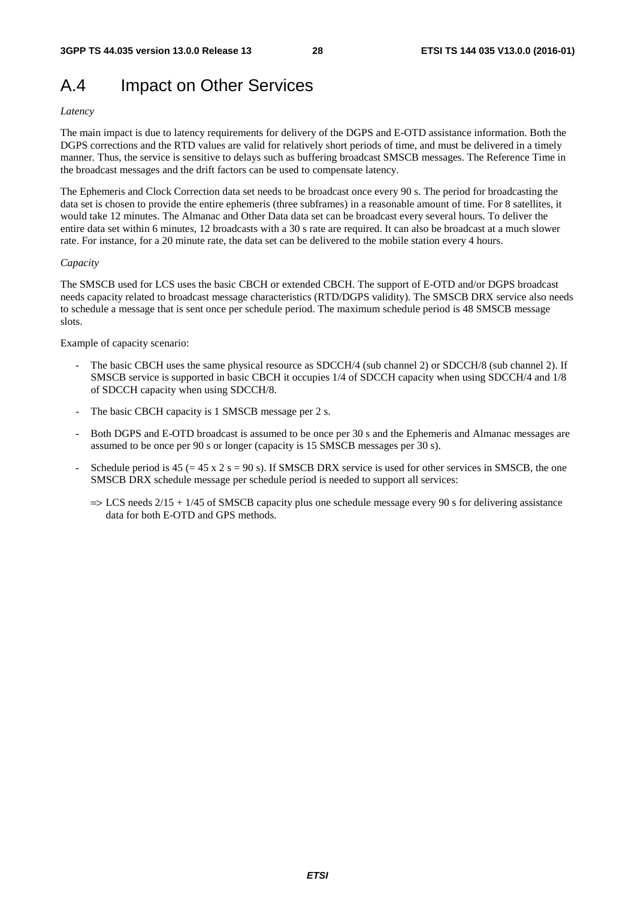# A.4 Impact on Other Services

*Latency*

The main impact is due to latency requirements for delivery of the DGPS and E-OTD assistance information. Both the DGPS corrections and the RTD values are valid for relatively short periods of time, and must be delivered in a timely manner. Thus, the service is sensitive to delays such as buffering broadcast SMSCB messages. The Reference Time in the broadcast messages and the drift factors can be used to compensate latency.

The Ephemeris and Clock Correction data set needs to be broadcast once every 90 s. The period for broadcasting the data set is chosen to provide the entire ephemeris (three subframes) in a reasonable amount of time. For 8 satellites, it would take 12 minutes. The Almanac and Other Data data set can be broadcast every several hours. To deliver the entire data set within 6 minutes, 12 broadcasts with a 30 s rate are required. It can also be broadcast at a much slower rate. For instance, for a 20 minute rate, the data set can be delivered to the mobile station every 4 hours.

*Capacity*

The SMSCB used for LCS uses the basic CBCH or extended CBCH. The support of E-OTD and/or DGPS broadcast needs capacity related to broadcast message characteristics (RTD/DGPS validity). The SMSCB DRX service also needs to schedule a message that is sent once per schedule period. The maximum schedule period is 48 SMSCB message slots.

Example of capacity scenario:

- The basic CBCH uses the same physical resource as SDCCH/4 (sub channel 2) or SDCCH/8 (sub channel 2). If SMSCB service is supported in basic CBCH it occupies 1/4 of SDCCH capacity when using SDCCH/4 and 1/8 of SDCCH capacity when using SDCCH/8.
- The basic CBCH capacity is 1 SMSCB message per 2 s.
- Both DGPS and E-OTD broadcast is assumed to be once per 30 s and the Ephemeris and Almanac messages are assumed to be once per 90 s or longer (capacity is 15 SMSCB messages per 30 s).
- Schedule period is 45 (= 45 x 2 s = 90 s). If SMSCB DRX service is used for other services in SMSCB, the one SMSCB DRX schedule message per schedule period is needed to support all services:

  => LCS needs 2/15 + 1/45 of SMSCB capacity plus one schedule message every 90 s for delivering assistance data for both E-OTD and GPS methods.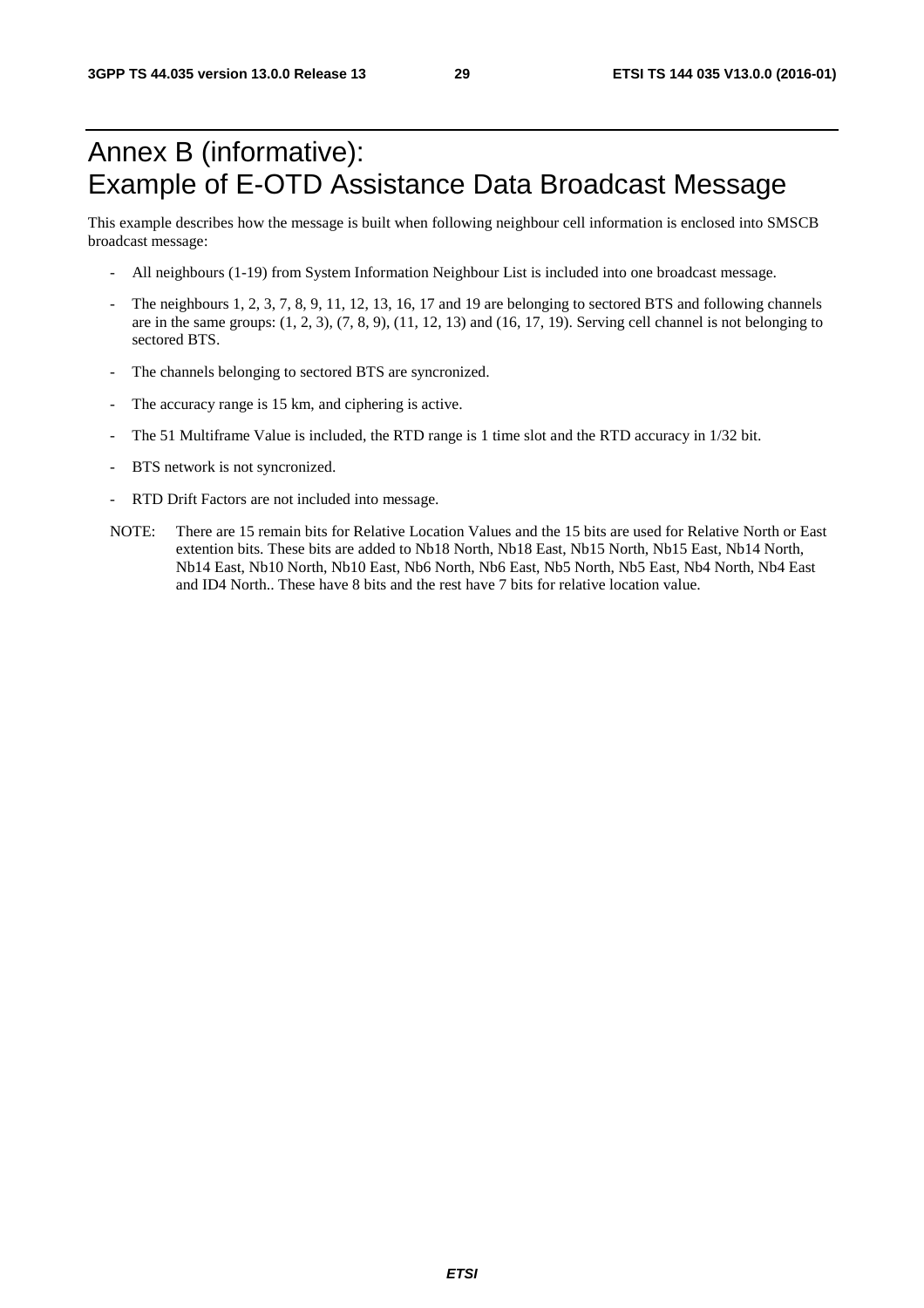# Annex B (informative): Example of E-OTD Assistance Data Broadcast Message

This example describes how the message is built when following neighbour cell information is enclosed into SMSCB broadcast message:

- All neighbours (1-19) from System Information Neighbour List is included into one broadcast message.
- The neighbours 1, 2, 3, 7, 8, 9, 11, 12, 13, 16, 17 and 19 are belonging to sectored BTS and following channels are in the same groups: (1, 2, 3), (7, 8, 9), (11, 12, 13) and (16, 17, 19). Serving cell channel is not belonging to sectored BTS.
- The channels belonging to sectored BTS are syncronized.
- The accuracy range is 15 km, and ciphering is active.
- The 51 Multiframe Value is included, the RTD range is 1 time slot and the RTD accuracy in 1/32 bit.
- BTS network is not syncronized.
- RTD Drift Factors are not included into message.

NOTE: There are 15 remain bits for Relative Location Values and the 15 bits are used for Relative North or East extention bits. These bits are added to Nb18 North, Nb18 East, Nb15 North, Nb15 East, Nb14 North, Nb14 East, Nb10 North, Nb10 East, Nb6 North, Nb6 East, Nb5 North, Nb5 East, Nb4 North, Nb4 East and ID4 North.. These have 8 bits and the rest have 7 bits for relative location value.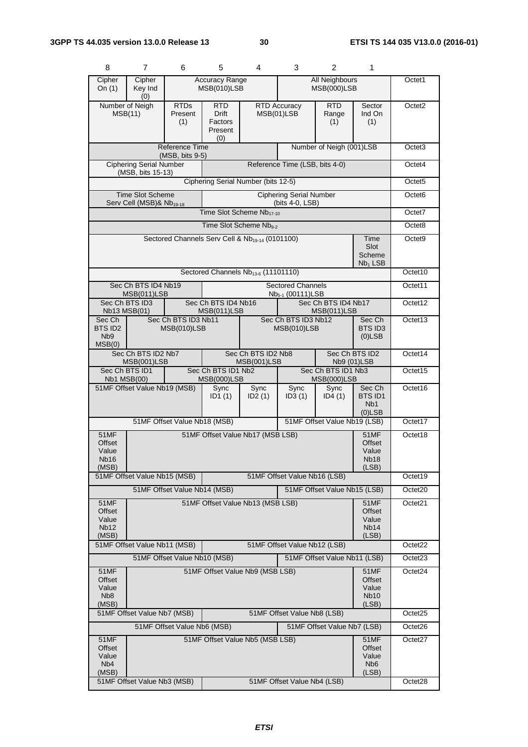| 8 | 7 | 6 | 5 | 4 | 3 | 2 | 1 | |
|---|---|---|---|---|---|---|---|---|
| Cipher On (1) | Cipher Key Ind (0) | Accuracy Range MSB(010)LSB | | | All Neighbours MSB(000)LSB | | | Octet1 |
| Number of Neigh MSB(11) | | RTDs Present (1) | RTD Drift Factors Present (0) | RTD Accuracy MSB(01)LSB | | RTD Range (1) | Sector Ind On (1) | Octet2 |
| Reference Time (MSB, bits 9-5) | | | | | Number of Neigh (001)LSB | | | Octet3 |
| Ciphering Serial Number (MSB, bits 15-13) | | | Reference Time (LSB, bits 4-0) | | | | | Octet4 |
| Ciphering Serial Number (bits 12-5) | | | | | | | | Octet5 |
| Time Slot Scheme Serv Cell (MSB)& $Nb_{19-18}$ | | | Ciphering Serial Number (bits 4-0, LSB) | | | | | Octet6 |
| Time Slot Scheme $Nb_{17-10}$ | | | | | | | | Octet7 |
| Time Slot Scheme $Nb_{9-2}$ | | | | | | | | Octet8 |
| Sectored Channels Serv Cell & $Nb_{19-14}$ (0101100) | | | | | | | Time Slot Scheme $Nb_1$ LSB | Octet9 |
| Sectored Channels $Nb_{13-6}$ (11101110) | | | | | | | | Octet10 |
| Sec Ch BTS ID4 Nb19 MSB(011)LSB | | | Sectored Channels $Nb_{5-1}$ (00111)LSB | | | | | Octet11 |
| Sec Ch BTS ID3 Nb13 MSB(01) | | Sec Ch BTS ID4 Nb16 MSB(011)LSB | | | Sec Ch BTS ID4 Nb17 MSB(011)LSB | | | Octet12 |
| Sec Ch BTS ID2 Nb9 MSB(0) | Sec Ch BTS ID3 Nb11 MSB(010)LSB | | | Sec Ch BTS ID3 Nb12 MSB(010)LSB | | | Sec Ch BTS ID3 (0)LSB | Octet13 |
| Sec Ch BTS ID2 Nb7 MSB(001)LSB | | | Sec Ch BTS ID2 Nb8 MSB(001)LSB | | | Sec Ch BTS ID2 Nb9 (01)LSB | | Octet14 |
| Sec Ch BTS ID1 Nb1 MSB(00) | | Sec Ch BTS ID1 Nb2 MSB(000)LSB | | | Sec Ch BTS ID1 Nb3 MSB(000)LSB | | | Octet15 |
| 51MF Offset Value Nb19 (MSB) | | | Sync ID1 (1) | Sync ID2 (1) | Sync ID3 (1) | Sync ID4 (1) | Sec Ch BTS ID1 Nb1 (0)LSB | Octet16 |
| 51MF Offset Value Nb18 (MSB) | | | | | 51MF Offset Value Nb19 (LSB) | | | Octet17 |
| 51MF Offset Value Nb16 (MSB) | 51MF Offset Value Nb17 (MSB LSB) | | | | | | 51MF Offset Value Nb18 (LSB) | Octet18 |
| 51MF Offset Value Nb15 (MSB) | | | 51MF Offset Value Nb16 (LSB) | | | | | Octet19 |
| 51MF Offset Value Nb14 (MSB) | | | | | 51MF Offset Value Nb15 (LSB) | | | Octet20 |
| 51MF Offset Value Nb12 (MSB) | 51MF Offset Value Nb13 (MSB LSB) | | | | | | 51MF Offset Value Nb14 (LSB) | Octet21 |
| 51MF Offset Value Nb11 (MSB) | | | 51MF Offset Value Nb12 (LSB) | | | | | Octet22 |
| 51MF Offset Value Nb10 (MSB) | | | | | 51MF Offset Value Nb11 (LSB) | | | Octet23 |
| 51MF Offset Value Nb8 (MSB) | 51MF Offset Value Nb9 (MSB LSB) | | | | | | 51MF Offset Value Nb10 (LSB) | Octet24 |
| 51MF Offset Value Nb7 (MSB) | | | 51MF Offset Value Nb8 (LSB) | | | | | Octet25 |
| 51MF Offset Value Nb6 (MSB) | | | | | 51MF Offset Value Nb7 (LSB) | | | Octet26 |
| 51MF Offset Value Nb4 (MSB) | 51MF Offset Value Nb5 (MSB LSB) | | | | | | 51MF Offset Value Nb6 (LSB) | Octet27 |
| 51MF Offset Value Nb3 (MSB) | | | 51MF Offset Value Nb4 (LSB) | | | | | Octet28 |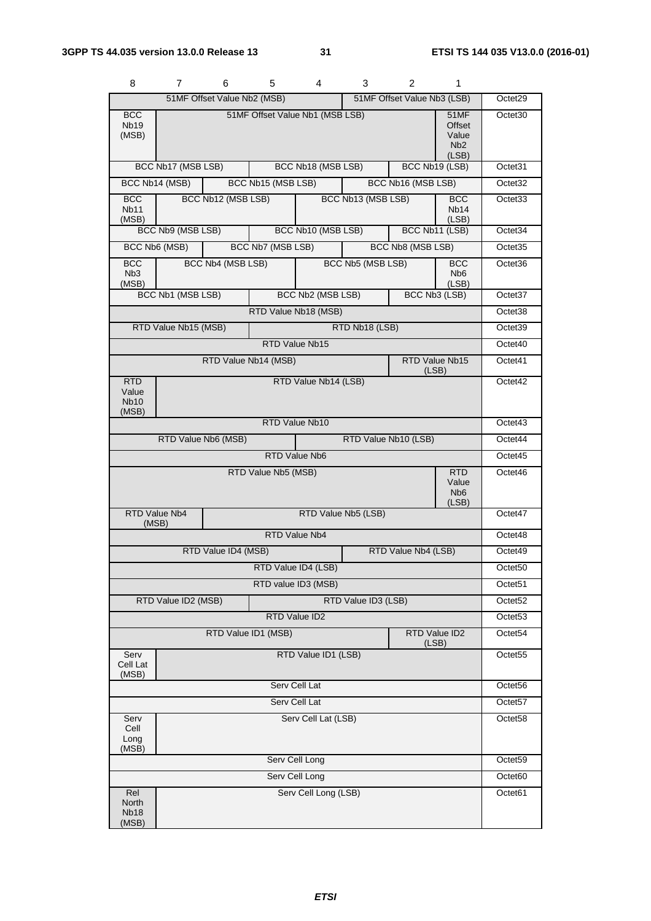| 8 | 7 | 6 | 5 | 4 | 3 | 2 | 1 | |
|---|---|---|---|---|---|---|---|---|
| 51MF Offset Value Nb2 (MSB) | | | | | 51MF Offset Value Nb3 (LSB) | | | Octet29 |
| BCC Nb19 (MSB) | 51MF Offset Value Nb1 (MSB LSB) | | | | | | 51MF Offset Value Nb2 (LSB) | Octet30 |
| BCC Nb17 (MSB LSB) | | | BCC Nb18 (MSB LSB) | | | BCC Nb19 (LSB) | | Octet31 |
| BCC Nb14 (MSB) | | BCC Nb15 (MSB LSB) | | | BCC Nb16 (MSB LSB) | | | Octet32 |
| BCC Nb11 (MSB) | BCC Nb12 (MSB LSB) | | | BCC Nb13 (MSB LSB) | | | BCC Nb14 (LSB) | Octet33 |
| BCC Nb9 (MSB LSB) | | | BCC Nb10 (MSB LSB) | | | BCC Nb11 (LSB) | | Octet34 |
| BCC Nb6 (MSB) | | BCC Nb7 (MSB LSB) | | | BCC Nb8 (MSB LSB) | | | Octet35 |
| BCC Nb3 (MSB) | BCC Nb4 (MSB LSB) | | | BCC Nb5 (MSB LSB) | | | BCC Nb6 (LSB) | Octet36 |
| BCC Nb1 (MSB LSB) | | | BCC Nb2 (MSB LSB) | | | BCC Nb3 (LSB) | | Octet37 |
| RTD Value Nb18 (MSB) | | | | | | | | Octet38 |
| RTD Value Nb15 (MSB) | | | RTD Nb18 (LSB) | | | | | Octet39 |
| RTD Value Nb15 | | | | | | | | Octet40 |
| RTD Value Nb14 (MSB) | | | | | | RTD Value Nb15 (LSB) | | Octet41 |
| RTD Value Nb10 (MSB) | RTD Value Nb14 (LSB) | | | | | | | Octet42 |
| RTD Value Nb10 | | | | | | | | Octet43 |
| RTD Value Nb6 (MSB) | | | | RTD Value Nb10 (LSB) | | | | Octet44 |
| RTD Value Nb6 | | | | | | | | Octet45 |
| RTD Value Nb5 (MSB) | | | | | | | RTD Value Nb6 (LSB) | Octet46 |
| RTD Value Nb4 (MSB) | | RTD Value Nb5 (LSB) | | | | | | Octet47 |
| RTD Value Nb4 | | | | | | | | Octet48 |
| RTD Value ID4 (MSB) | | | | | RTD Value Nb4 (LSB) | | | Octet49 |
| RTD Value ID4 (LSB) | | | | | | | | Octet50 |
| RTD value ID3 (MSB) | | | | | | | | Octet51 |
| RTD Value ID2 (MSB) | | | RTD Value ID3 (LSB) | | | | | Octet52 |
| RTD Value ID2 | | | | | | | | Octet53 |
| RTD Value ID1 (MSB) | | | | | | RTD Value ID2 (LSB) | | Octet54 |
| Serv Cell Lat (MSB) | RTD Value ID1 (LSB) | | | | | | | Octet55 |
| Serv Cell Lat | | | | | | | | Octet56 |
| Serv Cell Lat | | | | | | | | Octet57 |
| Serv Cell Long (MSB) | Serv Cell Lat (LSB) | | | | | | | Octet58 |
| Serv Cell Long | | | | | | | | Octet59 |
| Serv Cell Long | | | | | | | | Octet60 |
| Rel North Nb18 (MSB) | Serv Cell Long (LSB) | | | | | | | Octet61 |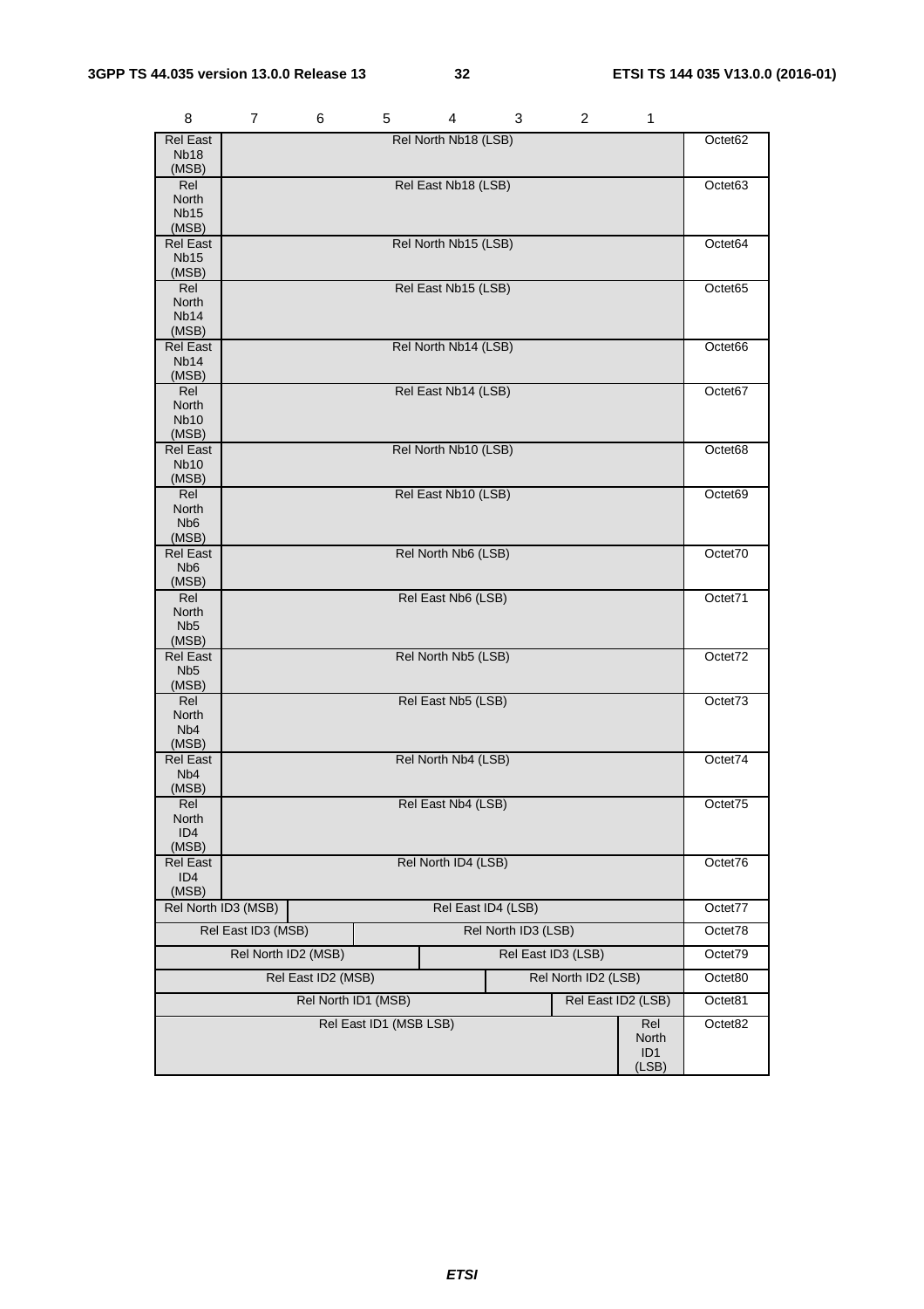| 8 | 7 | 6 | 5 | 4 | 3 | 2 | 1 | |
|---|---|---|---|---|---|---|---|---|
| Rel East Nb18 (MSB) | Rel North Nb18 (LSB) | | | | | | | Octet62 |
| Rel North Nb15 (MSB) | Rel East Nb18 (LSB) | | | | | | | Octet63 |
| Rel East Nb15 (MSB) | Rel North Nb15 (LSB) | | | | | | | Octet64 |
| Rel North Nb14 (MSB) | Rel East Nb15 (LSB) | | | | | | | Octet65 |
| Rel East Nb14 (MSB) | Rel North Nb14 (LSB) | | | | | | | Octet66 |
| Rel North Nb10 (MSB) | Rel East Nb14 (LSB) | | | | | | | Octet67 |
| Rel East Nb10 (MSB) | Rel North Nb10 (LSB) | | | | | | | Octet68 |
| Rel North Nb6 (MSB) | Rel East Nb10 (LSB) | | | | | | | Octet69 |
| Rel East Nb6 (MSB) | Rel North Nb6 (LSB) | | | | | | | Octet70 |
| Rel North Nb5 (MSB) | Rel East Nb6 (LSB) | | | | | | | Octet71 |
| Rel East Nb5 (MSB) | Rel North Nb5 (LSB) | | | | | | | Octet72 |
| Rel North Nb4 (MSB) | Rel East Nb5 (LSB) | | | | | | | Octet73 |
| Rel East Nb4 (MSB) | Rel North Nb4 (LSB) | | | | | | | Octet74 |
| Rel North ID4 (MSB) | Rel East Nb4 (LSB) | | | | | | | Octet75 |
| Rel East ID4 (MSB) | Rel North ID4 (LSB) | | | | | | | Octet76 |
| Rel North ID3 (MSB) | | Rel East ID4 (LSB) | | | | | | Octet77 |
| Rel East ID3 (MSB) | | | Rel North ID3 (LSB) | | | | | Octet78 |
| Rel North ID2 (MSB) | | | | Rel East ID3 (LSB) | | | | Octet79 |
| Rel East ID2 (MSB) | | | | | Rel North ID2 (LSB) | | | Octet80 |
| Rel North ID1 (MSB) | | | | | | Rel East ID2 (LSB) | | Octet81 |
| Rel East ID1 (MSB LSB) | | | | | | | Rel North ID1 (LSB) | Octet82 |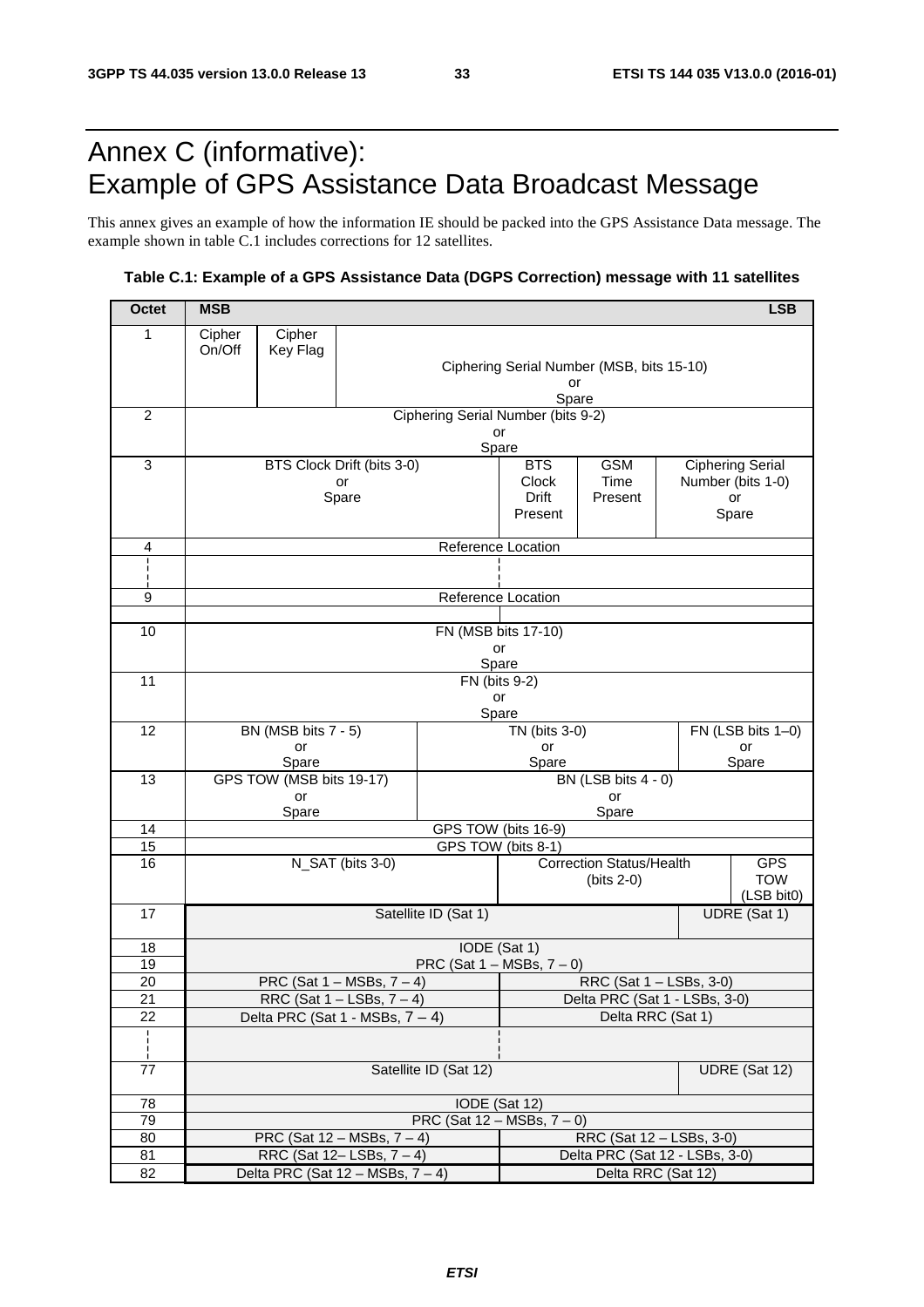# Annex C (informative): Example of GPS Assistance Data Broadcast Message

This annex gives an example of how the information IE should be packed into the GPS Assistance Data message. The example shown in table C.1 includes corrections for 12 satellites.

**Table C.1: Example of a GPS Assistance Data (DGPS Correction) message with 11 satellites**

| Octet | MSB | | | | | | | LSB |
|---|---|---|---|---|---|---|---|---|
| 1 | Cipher On/Off | Cipher Key Flag | Ciphering Serial Number (MSB, bits 15-10) or Spare | | | | | |
| 2 | Ciphering Serial Number (bits 9-2) or Spare | | | | | | | |
| 3 | BTS Clock Drift (bits 3-0) or Spare | | | | BTS Clock Drift Present | GSM Time Present | Ciphering Serial Number (bits 1-0) or Spare | |
| 4 | Reference Location | | | | | | | |
| ¦ | ¦ | | | | | | | |
| 9 | Reference Location | | | | | | | |
| 10 | FN (MSB bits 17-10) or Spare | | | | | | | |
| 11 | FN (bits 9-2) or Spare | | | | | | | |
| 12 | BN (MSB bits 7 - 5) or Spare | | | TN (bits 3-0) or Spare | | | FN (LSB bits 1–0) or Spare | |
| 13 | GPS TOW (MSB bits 19-17) or Spare | | | BN (LSB bits 4 - 0) or Spare | | | | |
| 14 | GPS TOW (bits 16-9) | | | | | | | |
| 15 | GPS TOW (bits 8-1) | | | | | | | |
| 16 | N_SAT (bits 3-0) | | | | Correction Status/Health (bits 2-0) | | | GPS TOW (LSB bit0) |
| 17 | Satellite ID (Sat 1) | | | | | | UDRE (Sat 1) | |
| 18 | IODE (Sat 1) | | | | | | | |
| 19 | PRC (Sat 1 – MSBs, 7 – 0) | | | | | | | |
| 20 | PRC (Sat 1 – MSBs, 7 – 4) | | | | RRC (Sat 1 – LSBs, 3-0) | | | |
| 21 | RRC (Sat 1 – LSBs, 7 – 4) | | | | Delta PRC (Sat 1 - LSBs, 3-0) | | | |
| 22 | Delta PRC (Sat 1 - MSBs, 7 – 4) | | | | Delta RRC (Sat 1) | | | |
| ¦ | ¦ | | | | | | | |
| 77 | Satellite ID (Sat 12) | | | | | | UDRE (Sat 12) | |
| 78 | IODE (Sat 12) | | | | | | | |
| 79 | PRC (Sat 12 – MSBs, 7 – 0) | | | | | | | |
| 80 | PRC (Sat 12 – MSBs, 7 – 4) | | | | RRC (Sat 12 – LSBs, 3-0) | | | |
| 81 | RRC (Sat 12– LSBs, 7 – 4) | | | | Delta PRC (Sat 12 - LSBs, 3-0) | | | |
| 82 | Delta PRC (Sat 12 – MSBs, 7 – 4) | | | | Delta RRC (Sat 12) | | | |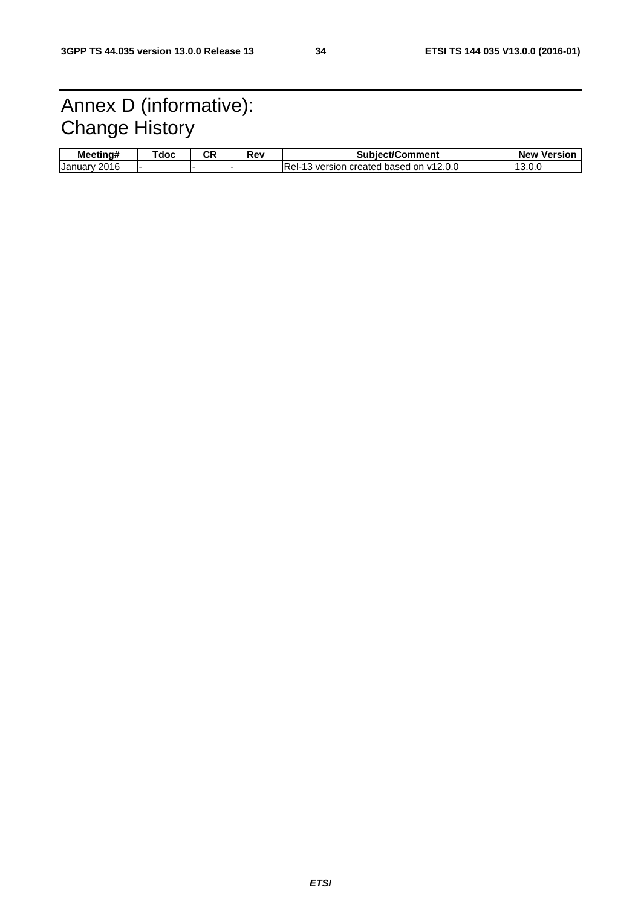# Annex D (informative): Change History

| Meeting# | Tdoc | CR | Rev | Subject/Comment | New Version |
|---|---|---|---|---|---|
| January 2016 | - | - | - | Rel-13 version created based on v12.0.0 | 13.0.0 |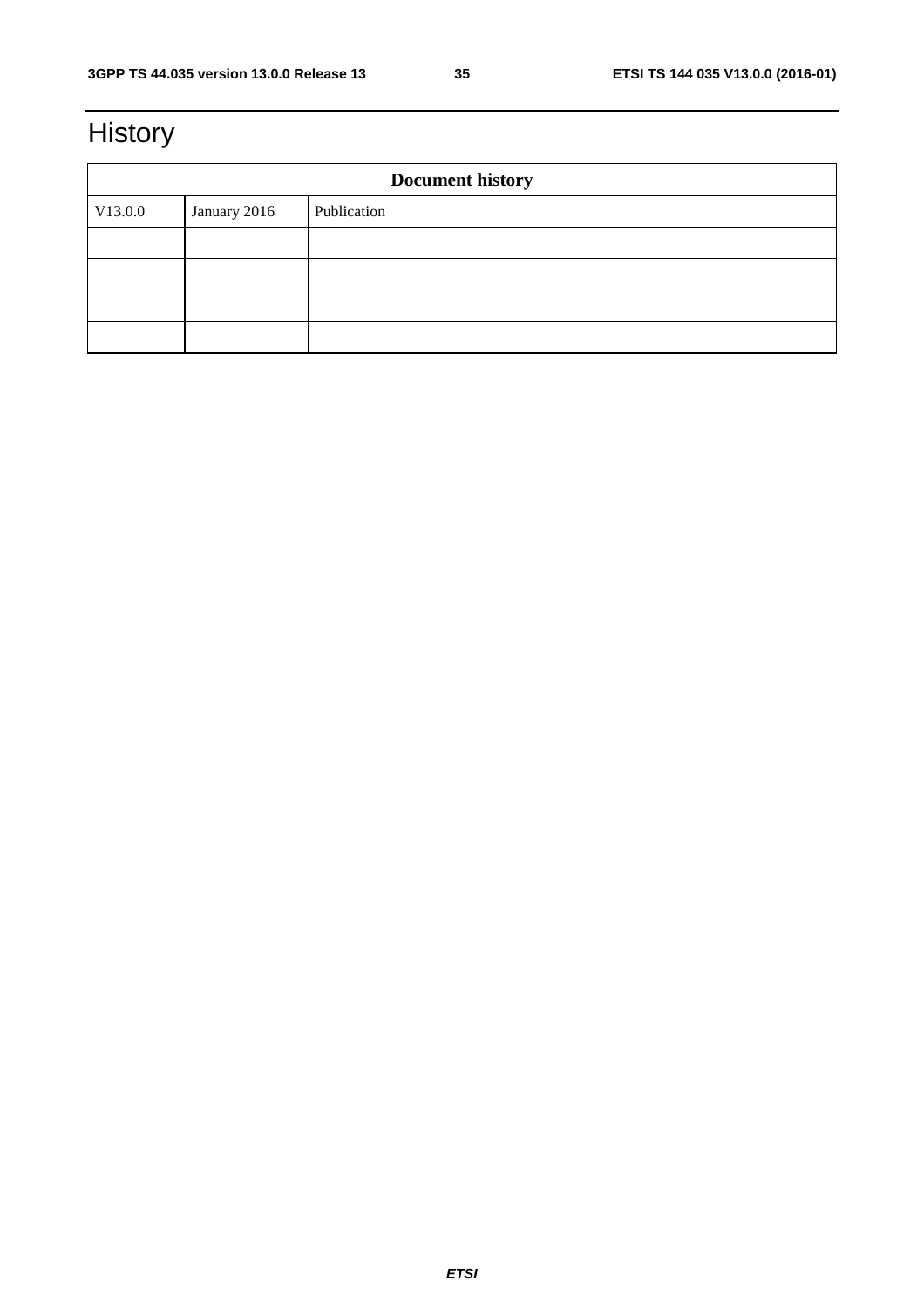# History

| Document history | | |
| --- | --- | --- |
| V13.0.0 | January 2016 | Publication |
| | | |
| | | |
| | | |
| | | |